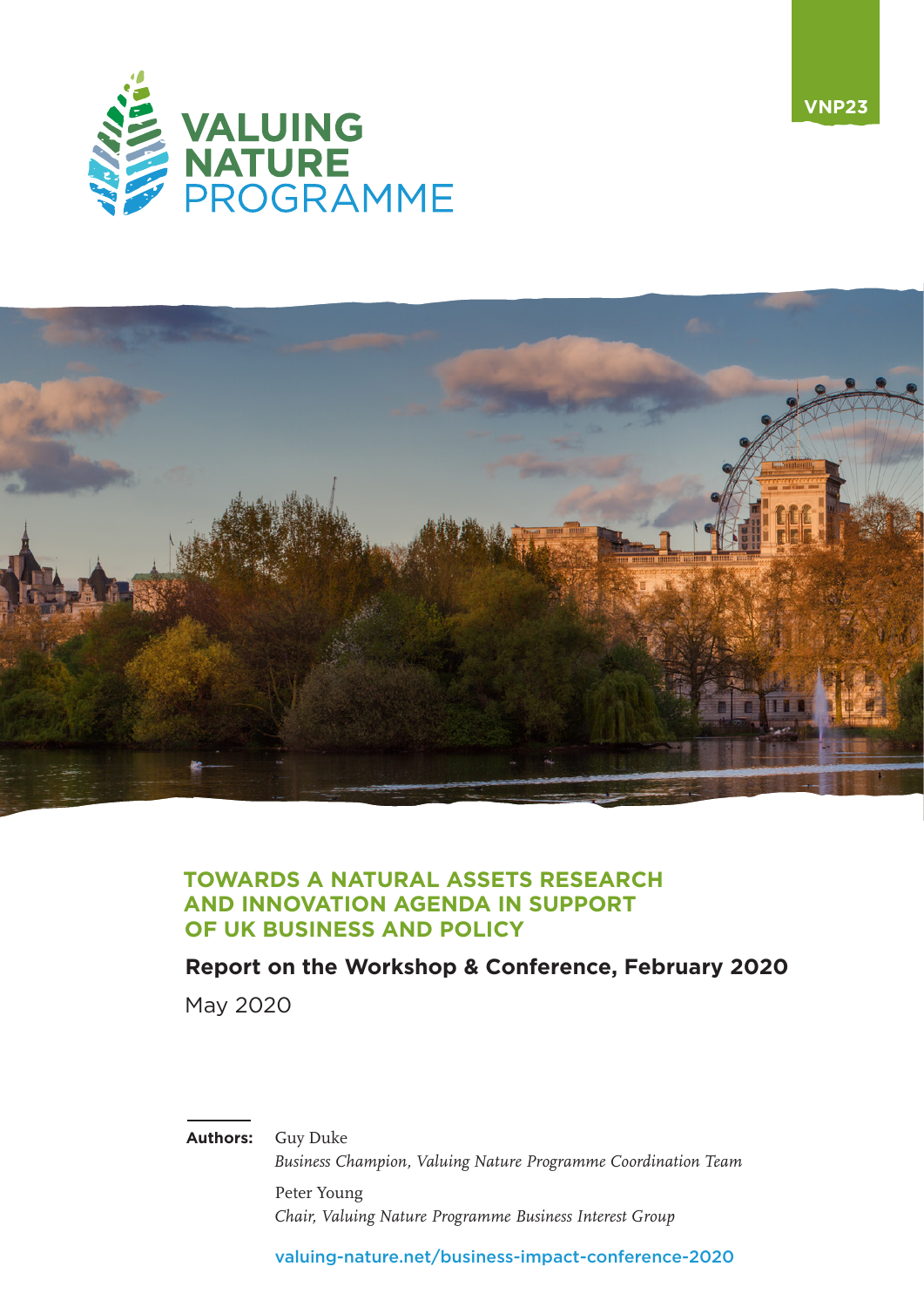VNP23

VALUING NATURE PROGRAMME

# TOWARDS A NATURAL ASSETS RESEARCH AND INNOVATION AGENDA IN SUPPORT OF UK BUSINESS AND POLICY

## Report on the Workshop & Conference, February 2020

May 2020

**Authors:** Guy Duke
*Business Champion, Valuing Nature Programme Coordination Team*

Peter Young
*Chair, Valuing Nature Programme Business Interest Group*

valuing-nature.net/business-impact-conference-2020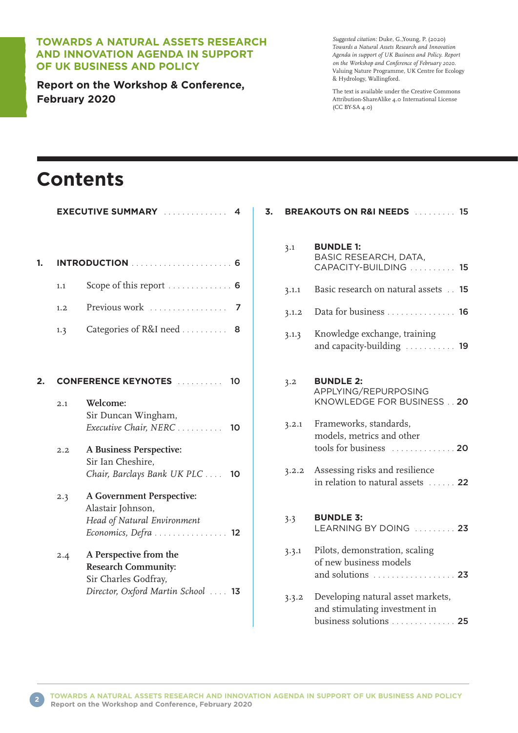**TOWARDS A NATURAL ASSETS RESEARCH AND INNOVATION AGENDA IN SUPPORT OF UK BUSINESS AND POLICY**

**Report on the Workshop & Conference, February 2020**

*Suggested citation:* Duke, G.,Young, P. (2020) *Towards a Natural Assets Research and Innovation Agenda in support of UK Business and Policy. Report on the Workshop and Conference of February 2020.* Valuing Nature Programme, UK Centre for Ecology & Hydrology, Wallingford.

The text is available under the Creative Commons Attribution-ShareAlike 4.0 International License (CC BY-SA 4.0)

# Contents

**EXECUTIVE SUMMARY** .............. 4

**1. INTRODUCTION** ...................... 6

- 1.1 Scope of this report .............. 6
- 1.2 Previous work ................. 7
- 1.3 Categories of R&I need .......... 8

**2. CONFERENCE KEYNOTES** .......... 10

- 2.1 **Welcome:** Sir Duncan Wingham, *Executive Chair, NERC* .......... 10
- 2.2 **A Business Perspective:** Sir Ian Cheshire, *Chair, Barclays Bank UK PLC* .... 10
- 2.3 **A Government Perspective:** Alastair Johnson, *Head of Natural Environment Economics, Defra* ................ 12
- 2.4 **A Perspective from the Research Community:** Sir Charles Godfray, *Director, Oxford Martin School* .... 13

**3. BREAKOUTS ON R&I NEEDS** ......... 15

- 3.1 **BUNDLE 1:** BASIC RESEARCH, DATA, CAPACITY-BUILDING .......... 15
  - 3.1.1 Basic research on natural assets .. 15
  - 3.1.2 Data for business ............... 16
  - 3.1.3 Knowledge exchange, training and capacity-building ........... 19
- 3.2 **BUNDLE 2:** APPLYING/REPURPOSING KNOWLEDGE FOR BUSINESS .. 20
  - 3.2.1 Frameworks, standards, models, metrics and other tools for business .............. 20
  - 3.2.2 Assessing risks and resilience in relation to natural assets ...... 22
- 3.3 **BUNDLE 3:** LEARNING BY DOING ......... 23
  - 3.3.1 Pilots, demonstration, scaling of new business models and solutions .................. 23
  - 3.3.2 Developing natural asset markets, and stimulating investment in business solutions .............. 25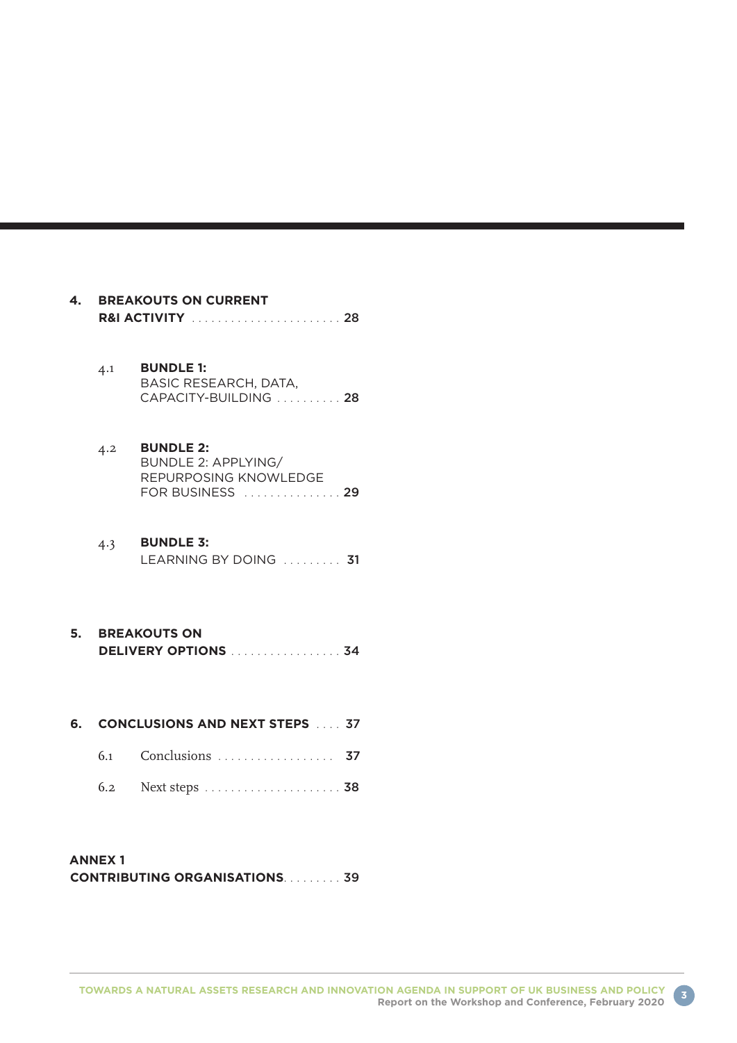4. **BREAKOUTS ON CURRENT R&I ACTIVITY** . . . . . . . . . . . . . . . . . . . . . . . . 28

   4.1 **BUNDLE 1:** BASIC RESEARCH, DATA, CAPACITY-BUILDING . . . . . . . . . . 28

   4.2 **BUNDLE 2:** BUNDLE 2: APPLYING/ REPURPOSING KNOWLEDGE FOR BUSINESS . . . . . . . . . . . . . . . 29

   4.3 **BUNDLE 3:** LEARNING BY DOING . . . . . . . . . 31

5. **BREAKOUTS ON DELIVERY OPTIONS** . . . . . . . . . . . . . . . . . 34

6. **CONCLUSIONS AND NEXT STEPS** . . . . 37

   6.1 Conclusions . . . . . . . . . . . . . . . . . . 37

   6.2 Next steps . . . . . . . . . . . . . . . . . . . . . 38

**ANNEX 1 CONTRIBUTING ORGANISATIONS**. . . . . . . . . 39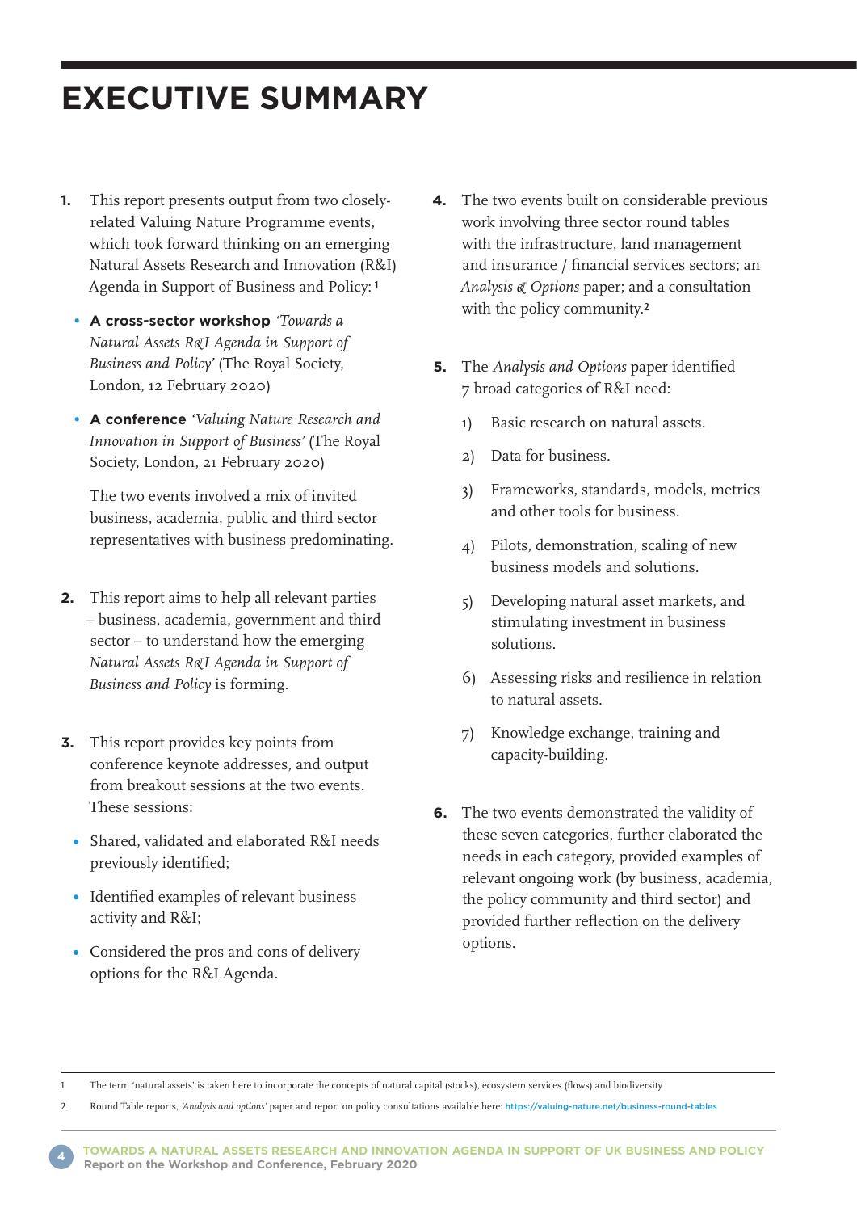# EXECUTIVE SUMMARY

1. This report presents output from two closely-related Valuing Nature Programme events, which took forward thinking on an emerging Natural Assets Research and Innovation (R&I) Agenda in Support of Business and Policy:[1]

   - **A cross-sector workshop** *'Towards a Natural Assets R&I Agenda in Support of Business and Policy'* (The Royal Society, London, 12 February 2020)
   - **A conference** *'Valuing Nature Research and Innovation in Support of Business'* (The Royal Society, London, 21 February 2020)

   The two events involved a mix of invited business, academia, public and third sector representatives with business predominating.

2. This report aims to help all relevant parties – business, academia, government and third sector – to understand how the emerging *Natural Assets R&I Agenda in Support of Business and Policy* is forming.

3. This report provides key points from conference keynote addresses, and output from breakout sessions at the two events. These sessions:

   - Shared, validated and elaborated R&I needs previously identified;
   - Identified examples of relevant business activity and R&I;
   - Considered the pros and cons of delivery options for the R&I Agenda.

4. The two events built on considerable previous work involving three sector round tables with the infrastructure, land management and insurance / financial services sectors; an *Analysis & Options* paper; and a consultation with the policy community.[2]

5. The *Analysis and Options* paper identified 7 broad categories of R&I need:

   1) Basic research on natural assets.
   2) Data for business.
   3) Frameworks, standards, models, metrics and other tools for business.
   4) Pilots, demonstration, scaling of new business models and solutions.
   5) Developing natural asset markets, and stimulating investment in business solutions.
   6) Assessing risks and resilience in relation to natural assets.
   7) Knowledge exchange, training and capacity-building.

6. The two events demonstrated the validity of these seven categories, further elaborated the needs in each category, provided examples of relevant ongoing work (by business, academia, the policy community and third sector) and provided further reflection on the delivery options.

---

1 The term 'natural assets' is taken here to incorporate the concepts of natural capital (stocks), ecosystem services (flows) and biodiversity

2 Round Table reports, *'Analysis and options'* paper and report on policy consultations available here: https://valuing-nature.net/business-round-tables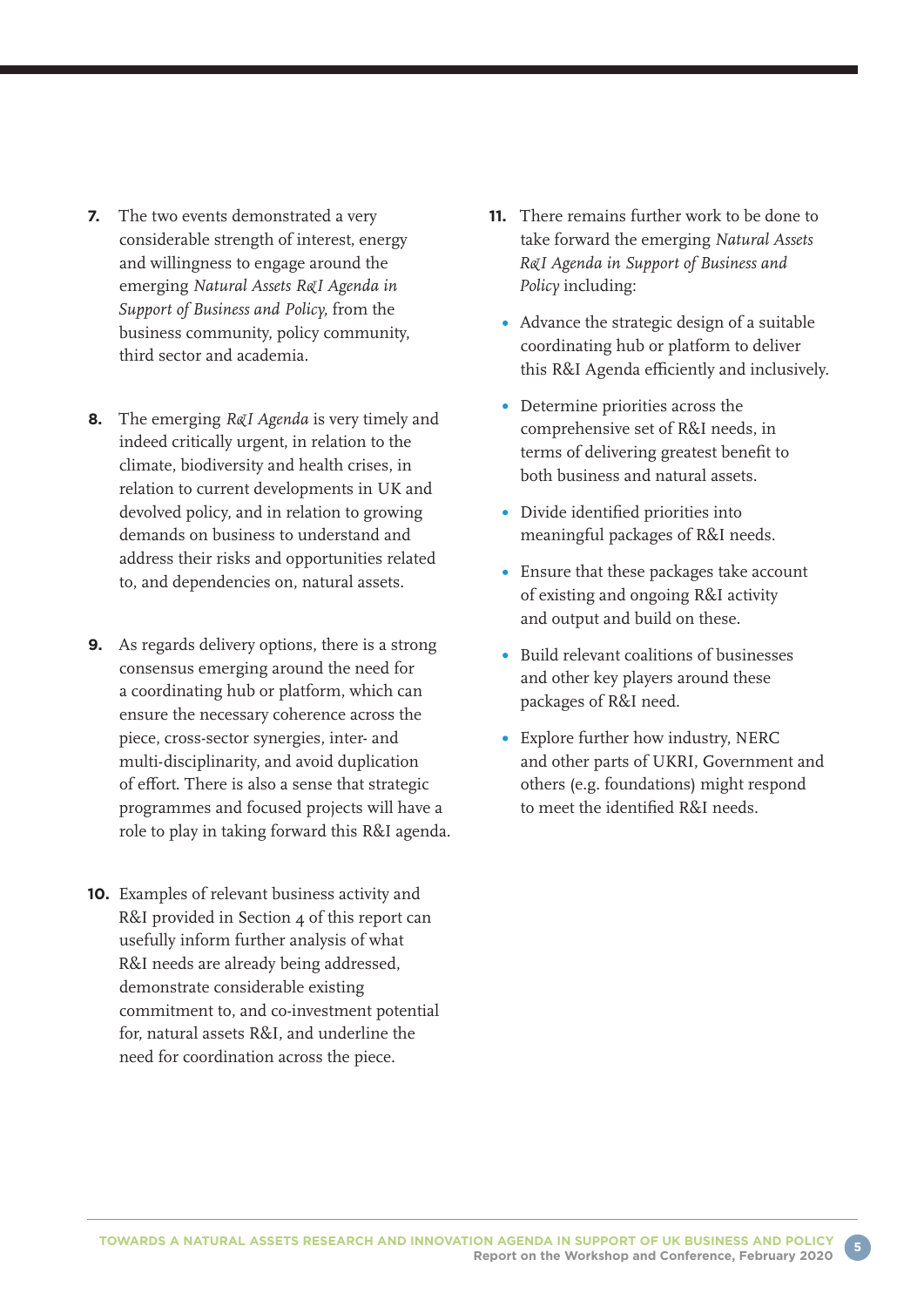7. The two events demonstrated a very considerable strength of interest, energy and willingness to engage around the emerging *Natural Assets R&I Agenda in Support of Business and Policy*, from the business community, policy community, third sector and academia.

8. The emerging *R&I Agenda* is very timely and indeed critically urgent, in relation to the climate, biodiversity and health crises, in relation to current developments in UK and devolved policy, and in relation to growing demands on business to understand and address their risks and opportunities related to, and dependencies on, natural assets.

9. As regards delivery options, there is a strong consensus emerging around the need for a coordinating hub or platform, which can ensure the necessary coherence across the piece, cross-sector synergies, inter- and multi-disciplinarity, and avoid duplication of effort. There is also a sense that strategic programmes and focused projects will have a role to play in taking forward this R&I agenda.

10. Examples of relevant business activity and R&I provided in Section 4 of this report can usefully inform further analysis of what R&I needs are already being addressed, demonstrate considerable existing commitment to, and co-investment potential for, natural assets R&I, and underline the need for coordination across the piece.

11. There remains further work to be done to take forward the emerging *Natural Assets R&I Agenda in Support of Business and Policy* including:

- Advance the strategic design of a suitable coordinating hub or platform to deliver this R&I Agenda efficiently and inclusively.
- Determine priorities across the comprehensive set of R&I needs, in terms of delivering greatest benefit to both business and natural assets.
- Divide identified priorities into meaningful packages of R&I needs.
- Ensure that these packages take account of existing and ongoing R&I activity and output and build on these.
- Build relevant coalitions of businesses and other key players around these packages of R&I need.
- Explore further how industry, NERC and other parts of UKRI, Government and others (e.g. foundations) might respond to meet the identified R&I needs.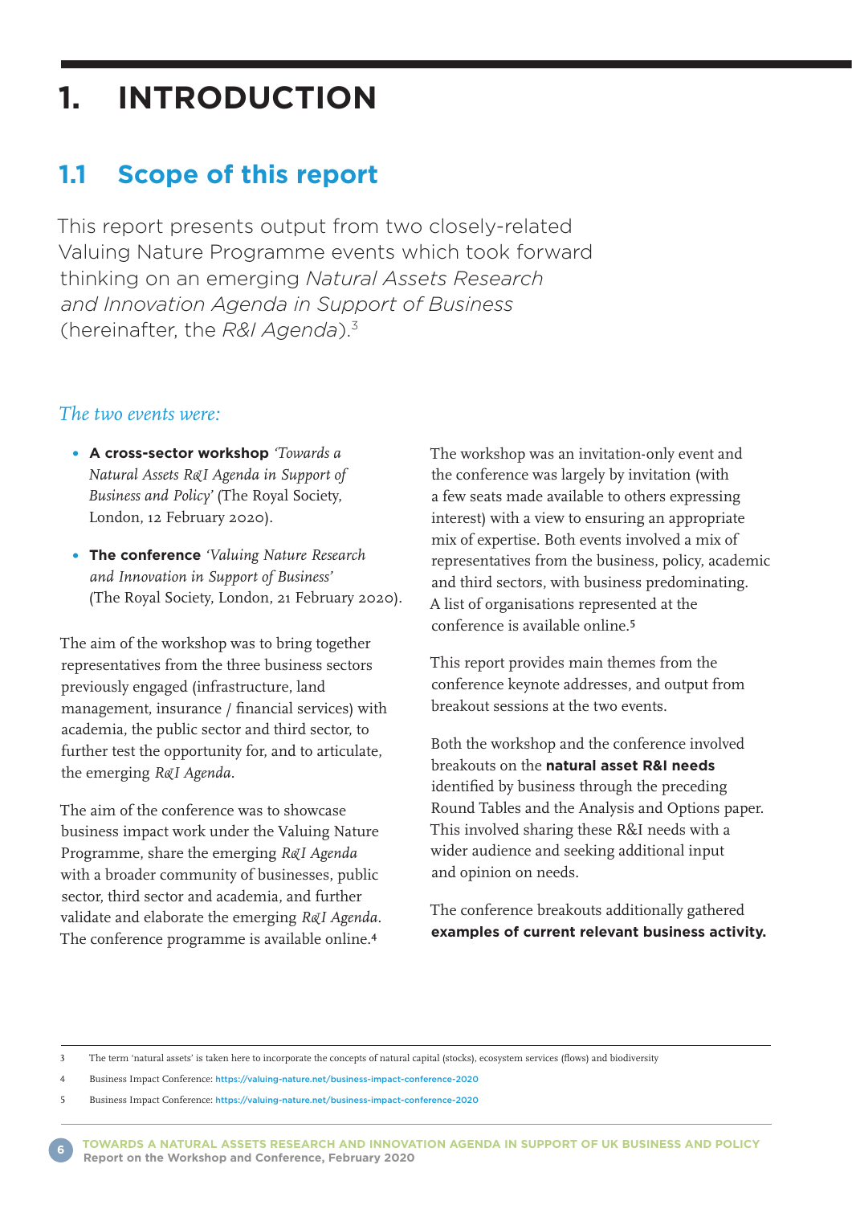# 1. INTRODUCTION

## 1.1 Scope of this report

This report presents output from two closely-related Valuing Nature Programme events which took forward thinking on an emerging *Natural Assets Research and Innovation Agenda in Support of Business* (hereinafter, the *R&I Agenda*).[3]

### *The two events were:*

- **A cross-sector workshop** *'Towards a Natural Assets R&I Agenda in Support of Business and Policy'* (The Royal Society, London, 12 February 2020).
- **The conference** *'Valuing Nature Research and Innovation in Support of Business'* (The Royal Society, London, 21 February 2020).

The aim of the workshop was to bring together representatives from the three business sectors previously engaged (infrastructure, land management, insurance / financial services) with academia, the public sector and third sector, to further test the opportunity for, and to articulate, the emerging *R&I Agenda*.

The aim of the conference was to showcase business impact work under the Valuing Nature Programme, share the emerging *R&I Agenda* with a broader community of businesses, public sector, third sector and academia, and further validate and elaborate the emerging *R&I Agenda*. The conference programme is available online.[4]

The workshop was an invitation-only event and the conference was largely by invitation (with a few seats made available to others expressing interest) with a view to ensuring an appropriate mix of expertise. Both events involved a mix of representatives from the business, policy, academic and third sectors, with business predominating. A list of organisations represented at the conference is available online.[5]

This report provides main themes from the conference keynote addresses, and output from breakout sessions at the two events.

Both the workshop and the conference involved breakouts on the **natural asset R&I needs** identified by business through the preceding Round Tables and the Analysis and Options paper. This involved sharing these R&I needs with a wider audience and seeking additional input and opinion on needs.

The conference breakouts additionally gathered **examples of current relevant business activity.**

---

3 The term 'natural assets' is taken here to incorporate the concepts of natural capital (stocks), ecosystem services (flows) and biodiversity

4 Business Impact Conference: https://valuing-nature.net/business-impact-conference-2020

5 Business Impact Conference: https://valuing-nature.net/business-impact-conference-2020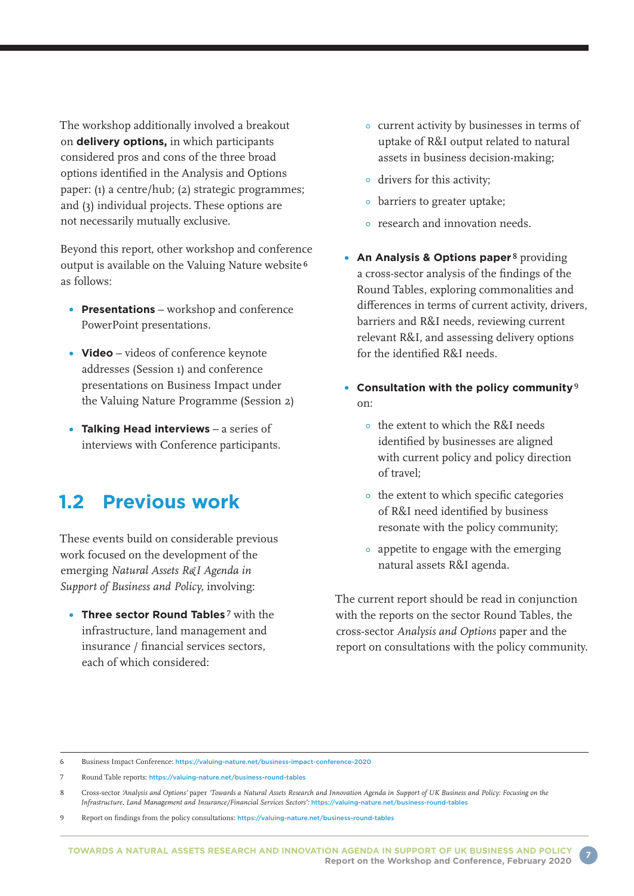The workshop additionally involved a breakout on **delivery options,** in which participants considered pros and cons of the three broad options identified in the Analysis and Options paper: (1) a centre/hub; (2) strategic programmes; and (3) individual projects. These options are not necessarily mutually exclusive.

Beyond this report, other workshop and conference output is available on the Valuing Nature website[6] as follows:

- **Presentations** – workshop and conference PowerPoint presentations.
- **Video** – videos of conference keynote addresses (Session 1) and conference presentations on Business Impact under the Valuing Nature Programme (Session 2)
- **Talking Head interviews** – a series of interviews with Conference participants.

## 1.2 Previous work

These events build on considerable previous work focused on the development of the emerging *Natural Assets R&I Agenda in Support of Business and Policy,* involving:

- **Three sector Round Tables**[7] with the infrastructure, land management and insurance / financial services sectors, each of which considered:
  - current activity by businesses in terms of uptake of R&I output related to natural assets in business decision-making;
  - drivers for this activity;
  - barriers to greater uptake;
  - research and innovation needs.
- **An Analysis & Options paper**[8] providing a cross-sector analysis of the findings of the Round Tables, exploring commonalities and differences in terms of current activity, drivers, barriers and R&I needs, reviewing current relevant R&I, and assessing delivery options for the identified R&I needs.
- **Consultation with the policy community**[9] on:
  - the extent to which the R&I needs identified by businesses are aligned with current policy and policy direction of travel;
  - the extent to which specific categories of R&I need identified by business resonate with the policy community;
  - appetite to engage with the emerging natural assets R&I agenda.

The current report should be read in conjunction with the reports on the sector Round Tables, the cross-sector *Analysis and Options* paper and the report on consultations with the policy community.

---

6 Business Impact Conference: https://valuing-nature.net/business-impact-conference-2020

7 Round Table reports: https://valuing-nature.net/business-round-tables

8 Cross-sector *'Analysis and Options'* paper *'Towards a Natural Assets Research and Innovation Agenda in Support of UK Business and Policy: Focusing on the Infrastructure, Land Management and Insurance/Financial Services Sectors'*: https://valuing-nature.net/business-round-tables

9 Report on findings from the policy consultations: https://valuing-nature.net/business-round-tables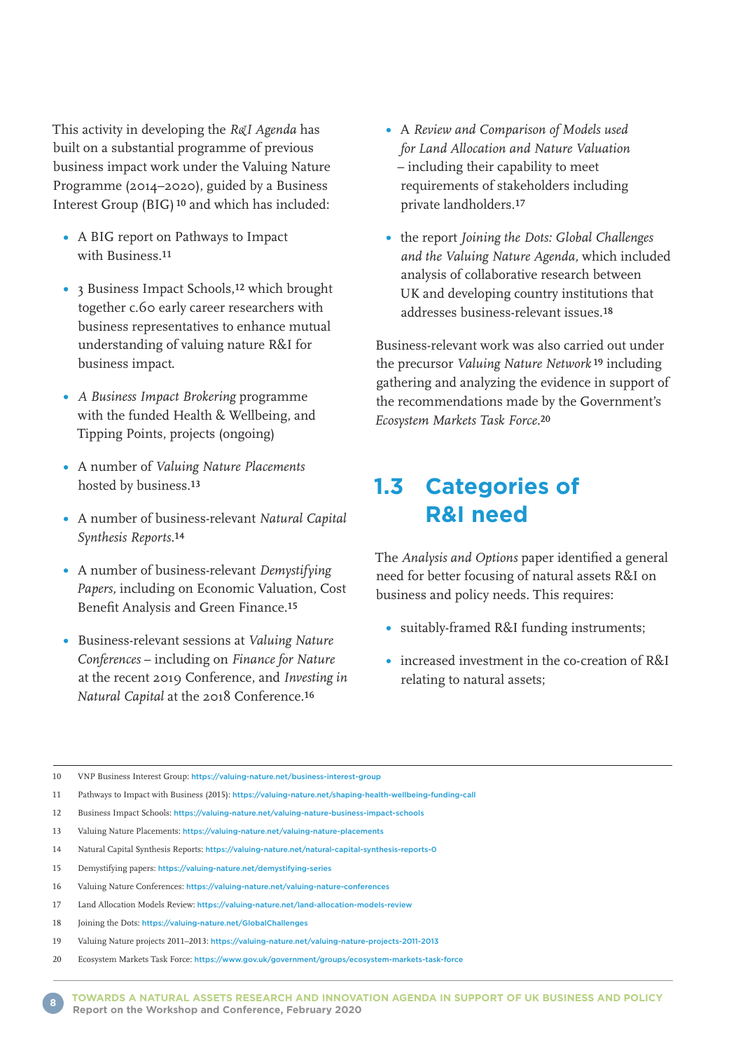This activity in developing the *R&I Agenda* has built on a substantial programme of previous business impact work under the Valuing Nature Programme (2014–2020), guided by a Business Interest Group (BIG)[10] and which has included:

- A BIG report on Pathways to Impact with Business.[11]
- 3 Business Impact Schools,[12] which brought together c.60 early career researchers with business representatives to enhance mutual understanding of valuing nature R&I for business impact.
- *A Business Impact Brokering* programme with the funded Health & Wellbeing, and Tipping Points, projects (ongoing)
- A number of *Valuing Nature Placements* hosted by business.[13]
- A number of business-relevant *Natural Capital Synthesis Reports*.[14]
- A number of business-relevant *Demystifying Papers*, including on Economic Valuation, Cost Benefit Analysis and Green Finance.[15]
- Business-relevant sessions at *Valuing Nature Conferences* – including on *Finance for Nature* at the recent 2019 Conference, and *Investing in Natural Capital* at the 2018 Conference.[16]
- A *Review and Comparison of Models used for Land Allocation and Nature Valuation* – including their capability to meet requirements of stakeholders including private landholders.[17]
- the report *Joining the Dots: Global Challenges and the Valuing Nature Agenda*, which included analysis of collaborative research between UK and developing country institutions that addresses business-relevant issues.[18]

Business-relevant work was also carried out under the precursor *Valuing Nature Network*[19] including gathering and analyzing the evidence in support of the recommendations made by the Government's *Ecosystem Markets Task Force*.[20]

## 1.3 Categories of R&I need

The *Analysis and Options* paper identified a general need for better focusing of natural assets R&I on business and policy needs. This requires:

- suitably-framed R&I funding instruments;
- increased investment in the co-creation of R&I relating to natural assets;

---

10 VNP Business Interest Group: https://valuing-nature.net/business-interest-group

11 Pathways to Impact with Business (2015): https://valuing-nature.net/shaping-health-wellbeing-funding-call

12 Business Impact Schools: https://valuing-nature.net/valuing-nature-business-impact-schools

13 Valuing Nature Placements: https://valuing-nature.net/valuing-nature-placements

14 Natural Capital Synthesis Reports: https://valuing-nature.net/natural-capital-synthesis-reports-0

15 Demystifying papers: https://valuing-nature.net/demystifying-series

16 Valuing Nature Conferences: https://valuing-nature.net/valuing-nature-conferences

17 Land Allocation Models Review: https://valuing-nature.net/land-allocation-models-review

18 Joining the Dots: https://valuing-nature.net/GlobalChallenges

19 Valuing Nature projects 2011–2013: https://valuing-nature.net/valuing-nature-projects-2011-2013

20 Ecosystem Markets Task Force: https://www.gov.uk/government/groups/ecosystem-markets-task-force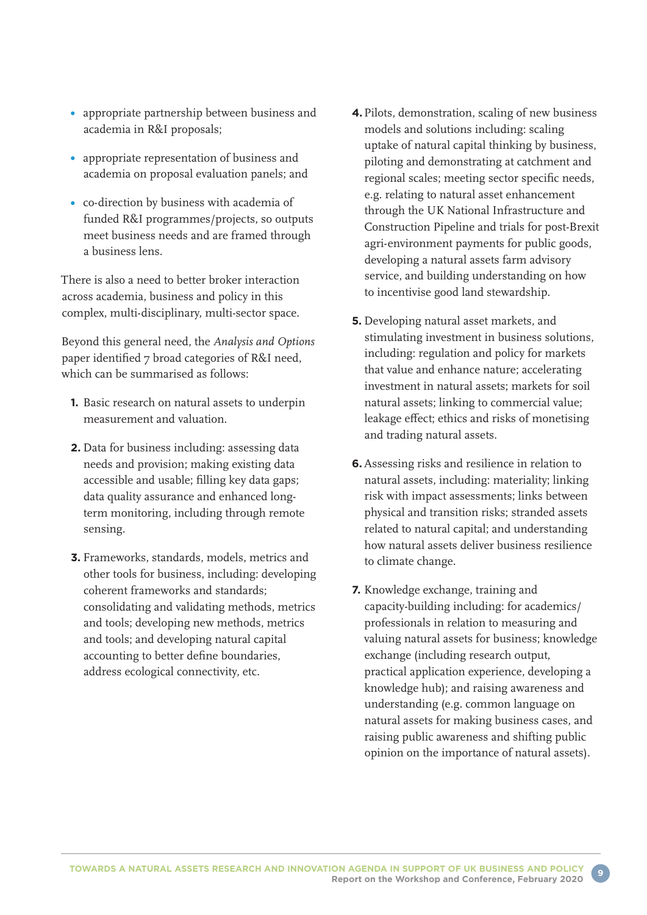- appropriate partnership between business and academia in R&I proposals;
- appropriate representation of business and academia on proposal evaluation panels; and
- co-direction by business with academia of funded R&I programmes/projects, so outputs meet business needs and are framed through a business lens.

There is also a need to better broker interaction across academia, business and policy in this complex, multi-disciplinary, multi-sector space.

Beyond this general need, the *Analysis and Options* paper identified 7 broad categories of R&I need, which can be summarised as follows:

1. Basic research on natural assets to underpin measurement and valuation.
2. Data for business including: assessing data needs and provision; making existing data accessible and usable; filling key data gaps; data quality assurance and enhanced long-term monitoring, including through remote sensing.
3. Frameworks, standards, models, metrics and other tools for business, including: developing coherent frameworks and standards; consolidating and validating methods, metrics and tools; developing new methods, metrics and tools; and developing natural capital accounting to better define boundaries, address ecological connectivity, etc.
4. Pilots, demonstration, scaling of new business models and solutions including: scaling uptake of natural capital thinking by business, piloting and demonstrating at catchment and regional scales; meeting sector specific needs, e.g. relating to natural asset enhancement through the UK National Infrastructure and Construction Pipeline and trials for post-Brexit agri-environment payments for public goods, developing a natural assets farm advisory service, and building understanding on how to incentivise good land stewardship.
5. Developing natural asset markets, and stimulating investment in business solutions, including: regulation and policy for markets that value and enhance nature; accelerating investment in natural assets; markets for soil natural assets; linking to commercial value; leakage effect; ethics and risks of monetising and trading natural assets.
6. Assessing risks and resilience in relation to natural assets, including: materiality; linking risk with impact assessments; links between physical and transition risks; stranded assets related to natural capital; and understanding how natural assets deliver business resilience to climate change.
7. Knowledge exchange, training and capacity-building including: for academics/professionals in relation to measuring and valuing natural assets for business; knowledge exchange (including research output, practical application experience, developing a knowledge hub); and raising awareness and understanding (e.g. common language on natural assets for making business cases, and raising public awareness and shifting public opinion on the importance of natural assets).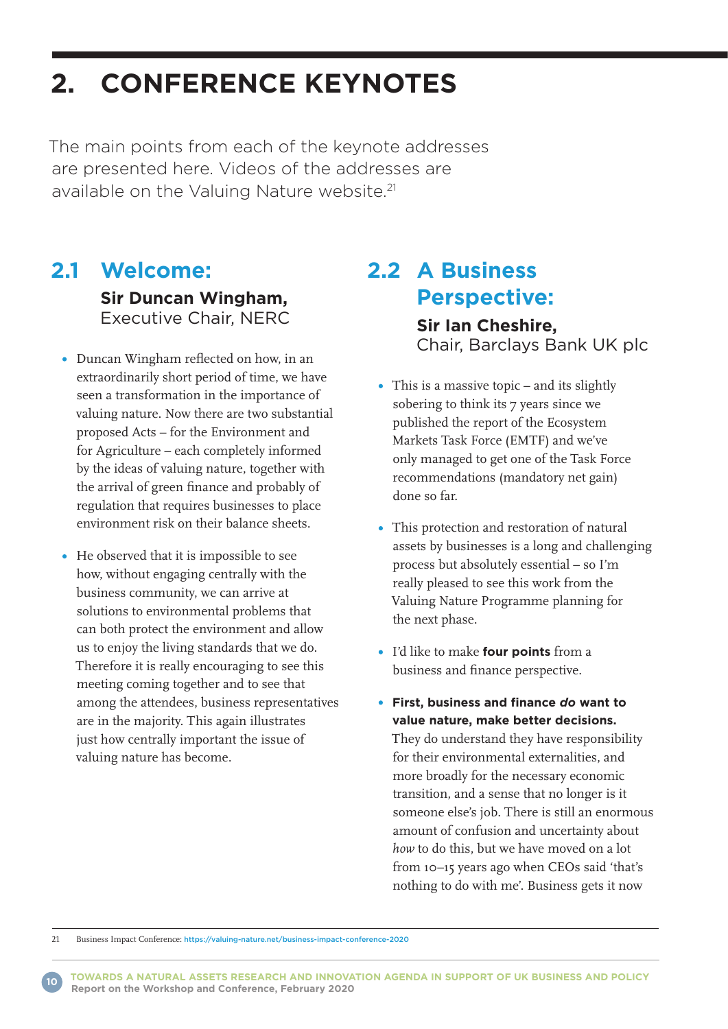# 2. CONFERENCE KEYNOTES

The main points from each of the keynote addresses are presented here. Videos of the addresses are available on the Valuing Nature website.[21]

## 2.1 Welcome:

**Sir Duncan Wingham,**
Executive Chair, NERC

- Duncan Wingham reflected on how, in an extraordinarily short period of time, we have seen a transformation in the importance of valuing nature. Now there are two substantial proposed Acts – for the Environment and for Agriculture – each completely informed by the ideas of valuing nature, together with the arrival of green finance and probably of regulation that requires businesses to place environment risk on their balance sheets.
- He observed that it is impossible to see how, without engaging centrally with the business community, we can arrive at solutions to environmental problems that can both protect the environment and allow us to enjoy the living standards that we do. Therefore it is really encouraging to see this meeting coming together and to see that among the attendees, business representatives are in the majority. This again illustrates just how centrally important the issue of valuing nature has become.

## 2.2 A Business Perspective:

**Sir Ian Cheshire,**
Chair, Barclays Bank UK plc

- This is a massive topic – and its slightly sobering to think its 7 years since we published the report of the Ecosystem Markets Task Force (EMTF) and we've only managed to get one of the Task Force recommendations (mandatory net gain) done so far.
- This protection and restoration of natural assets by businesses is a long and challenging process but absolutely essential – so I'm really pleased to see this work from the Valuing Nature Programme planning for the next phase.
- I'd like to make **four points** from a business and finance perspective.
- **First, business and finance *do* want to value nature, make better decisions.** They do understand they have responsibility for their environmental externalities, and more broadly for the necessary economic transition, and a sense that no longer is it someone else's job. There is still an enormous amount of confusion and uncertainty about *how* to do this, but we have moved on a lot from 10–15 years ago when CEOs said 'that's nothing to do with me'. Business gets it now

21 Business Impact Conference: https://valuing-nature.net/business-impact-conference-2020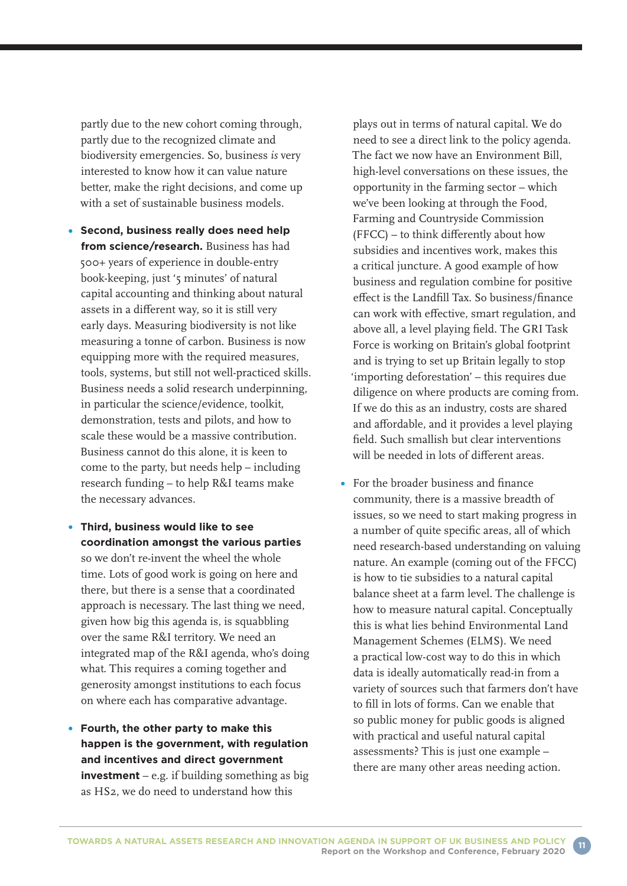partly due to the new cohort coming through, partly due to the recognized climate and biodiversity emergencies. So, business *is* very interested to know how it can value nature better, make the right decisions, and come up with a set of sustainable business models.

- **Second, business really does need help from science/research.** Business has had 500+ years of experience in double-entry book-keeping, just '5 minutes' of natural capital accounting and thinking about natural assets in a different way, so it is still very early days. Measuring biodiversity is not like measuring a tonne of carbon. Business is now equipping more with the required measures, tools, systems, but still not well-practiced skills. Business needs a solid research underpinning, in particular the science/evidence, toolkit, demonstration, tests and pilots, and how to scale these would be a massive contribution. Business cannot do this alone, it is keen to come to the party, but needs help – including research funding – to help R&I teams make the necessary advances.

- **Third, business would like to see coordination amongst the various parties** so we don't re-invent the wheel the whole time. Lots of good work is going on here and there, but there is a sense that a coordinated approach is necessary. The last thing we need, given how big this agenda is, is squabbling over the same R&I territory. We need an integrated map of the R&I agenda, who's doing what. This requires a coming together and generosity amongst institutions to each focus on where each has comparative advantage.

- **Fourth, the other party to make this happen is the government, with regulation and incentives and direct government investment** – e.g. if building something as big as HS2, we do need to understand how this plays out in terms of natural capital. We do need to see a direct link to the policy agenda. The fact we now have an Environment Bill, high-level conversations on these issues, the opportunity in the farming sector – which we've been looking at through the Food, Farming and Countryside Commission (FFCC) – to think differently about how subsidies and incentives work, makes this a critical juncture. A good example of how business and regulation combine for positive effect is the Landfill Tax. So business/finance can work with effective, smart regulation, and above all, a level playing field. The GRI Task Force is working on Britain's global footprint and is trying to set up Britain legally to stop 'importing deforestation' – this requires due diligence on where products are coming from. If we do this as an industry, costs are shared and affordable, and it provides a level playing field. Such smallish but clear interventions will be needed in lots of different areas.

- For the broader business and finance community, there is a massive breadth of issues, so we need to start making progress in a number of quite specific areas, all of which need research-based understanding on valuing nature. An example (coming out of the FFCC) is how to tie subsidies to a natural capital balance sheet at a farm level. The challenge is how to measure natural capital. Conceptually this is what lies behind Environmental Land Management Schemes (ELMS). We need a practical low-cost way to do this in which data is ideally automatically read-in from a variety of sources such that farmers don't have to fill in lots of forms. Can we enable that so public money for public goods is aligned with practical and useful natural capital assessments? This is just one example – there are many other areas needing action.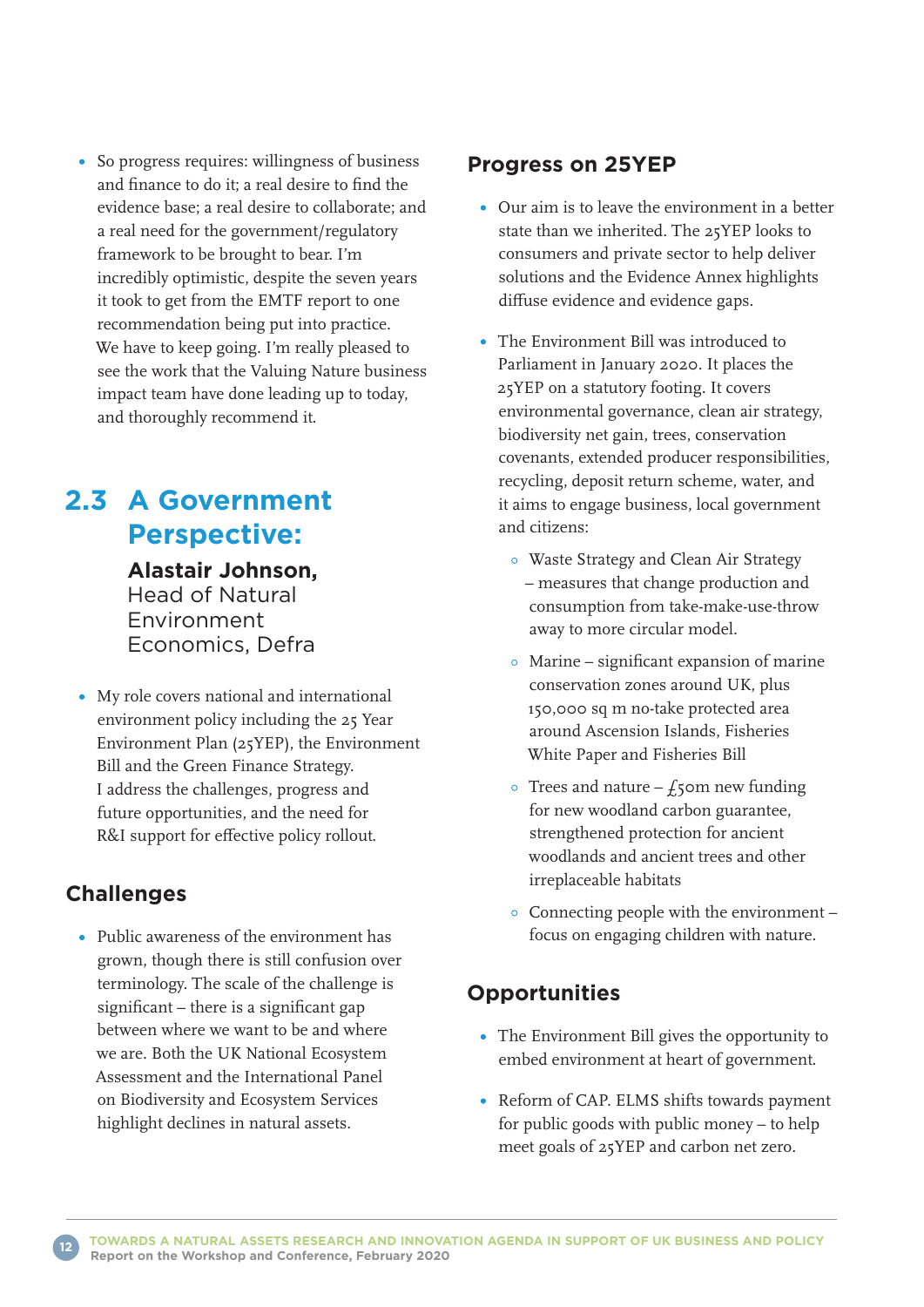- So progress requires: willingness of business and finance to do it; a real desire to find the evidence base; a real desire to collaborate; and a real need for the government/regulatory framework to be brought to bear. I'm incredibly optimistic, despite the seven years it took to get from the EMTF report to one recommendation being put into practice. We have to keep going. I'm really pleased to see the work that the Valuing Nature business impact team have done leading up to today, and thoroughly recommend it.

## 2.3 A Government Perspective:

**Alastair Johnson,** Head of Natural Environment Economics, Defra

- My role covers national and international environment policy including the 25 Year Environment Plan (25YEP), the Environment Bill and the Green Finance Strategy. I address the challenges, progress and future opportunities, and the need for R&I support for effective policy rollout.

### Challenges

- Public awareness of the environment has grown, though there is still confusion over terminology. The scale of the challenge is significant – there is a significant gap between where we want to be and where we are. Both the UK National Ecosystem Assessment and the International Panel on Biodiversity and Ecosystem Services highlight declines in natural assets.

### Progress on 25YEP

- Our aim is to leave the environment in a better state than we inherited. The 25YEP looks to consumers and private sector to help deliver solutions and the Evidence Annex highlights diffuse evidence and evidence gaps.
- The Environment Bill was introduced to Parliament in January 2020. It places the 25YEP on a statutory footing. It covers environmental governance, clean air strategy, biodiversity net gain, trees, conservation covenants, extended producer responsibilities, recycling, deposit return scheme, water, and it aims to engage business, local government and citizens:
  - Waste Strategy and Clean Air Strategy – measures that change production and consumption from take-make-use-throw away to more circular model.
  - Marine – significant expansion of marine conservation zones around UK, plus 150,000 sq m no-take protected area around Ascension Islands, Fisheries White Paper and Fisheries Bill
  - Trees and nature – £50m new funding for new woodland carbon guarantee, strengthened protection for ancient woodlands and ancient trees and other irreplaceable habitats
  - Connecting people with the environment – focus on engaging children with nature.

### Opportunities

- The Environment Bill gives the opportunity to embed environment at heart of government.
- Reform of CAP. ELMS shifts towards payment for public goods with public money – to help meet goals of 25YEP and carbon net zero.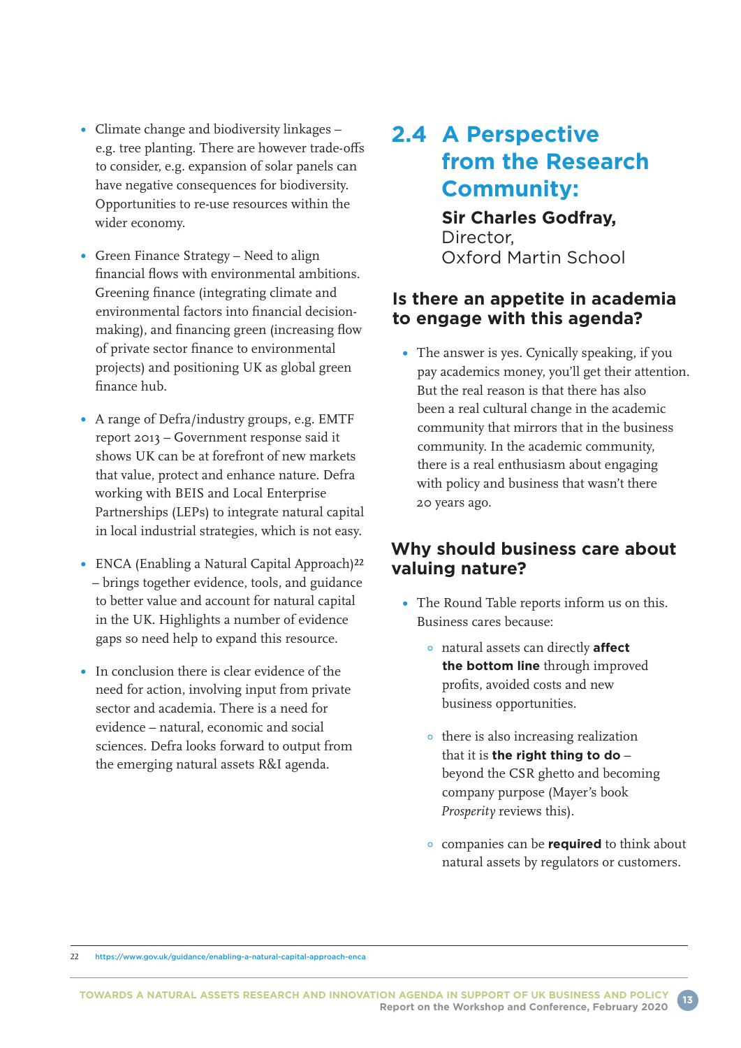- Climate change and biodiversity linkages – e.g. tree planting. There are however trade-offs to consider, e.g. expansion of solar panels can have negative consequences for biodiversity. Opportunities to re-use resources within the wider economy.
- Green Finance Strategy – Need to align financial flows with environmental ambitions. Greening finance (integrating climate and environmental factors into financial decision-making), and financing green (increasing flow of private sector finance to environmental projects) and positioning UK as global green finance hub.
- A range of Defra/industry groups, e.g. EMTF report 2013 – Government response said it shows UK can be at forefront of new markets that value, protect and enhance nature. Defra working with BEIS and Local Enterprise Partnerships (LEPs) to integrate natural capital in local industrial strategies, which is not easy.
- ENCA (Enabling a Natural Capital Approach)[22] – brings together evidence, tools, and guidance to better value and account for natural capital in the UK. Highlights a number of evidence gaps so need help to expand this resource.
- In conclusion there is clear evidence of the need for action, involving input from private sector and academia. There is a need for evidence – natural, economic and social sciences. Defra looks forward to output from the emerging natural assets R&I agenda.

## 2.4 A Perspective from the Research Community:

**Sir Charles Godfray,**
Director,
Oxford Martin School

### Is there an appetite in academia to engage with this agenda?

- The answer is yes. Cynically speaking, if you pay academics money, you'll get their attention. But the real reason is that there has also been a real cultural change in the academic community that mirrors that in the business community. In the academic community, there is a real enthusiasm about engaging with policy and business that wasn't there 20 years ago.

### Why should business care about valuing nature?

- The Round Table reports inform us on this. Business cares because:
  - natural assets can directly **affect the bottom line** through improved profits, avoided costs and new business opportunities.
  - there is also increasing realization that it is **the right thing to do** – beyond the CSR ghetto and becoming company purpose (Mayer's book *Prosperity* reviews this).
  - companies can be **required** to think about natural assets by regulators or customers.

---

22 https://www.gov.uk/guidance/enabling-a-natural-capital-approach-enca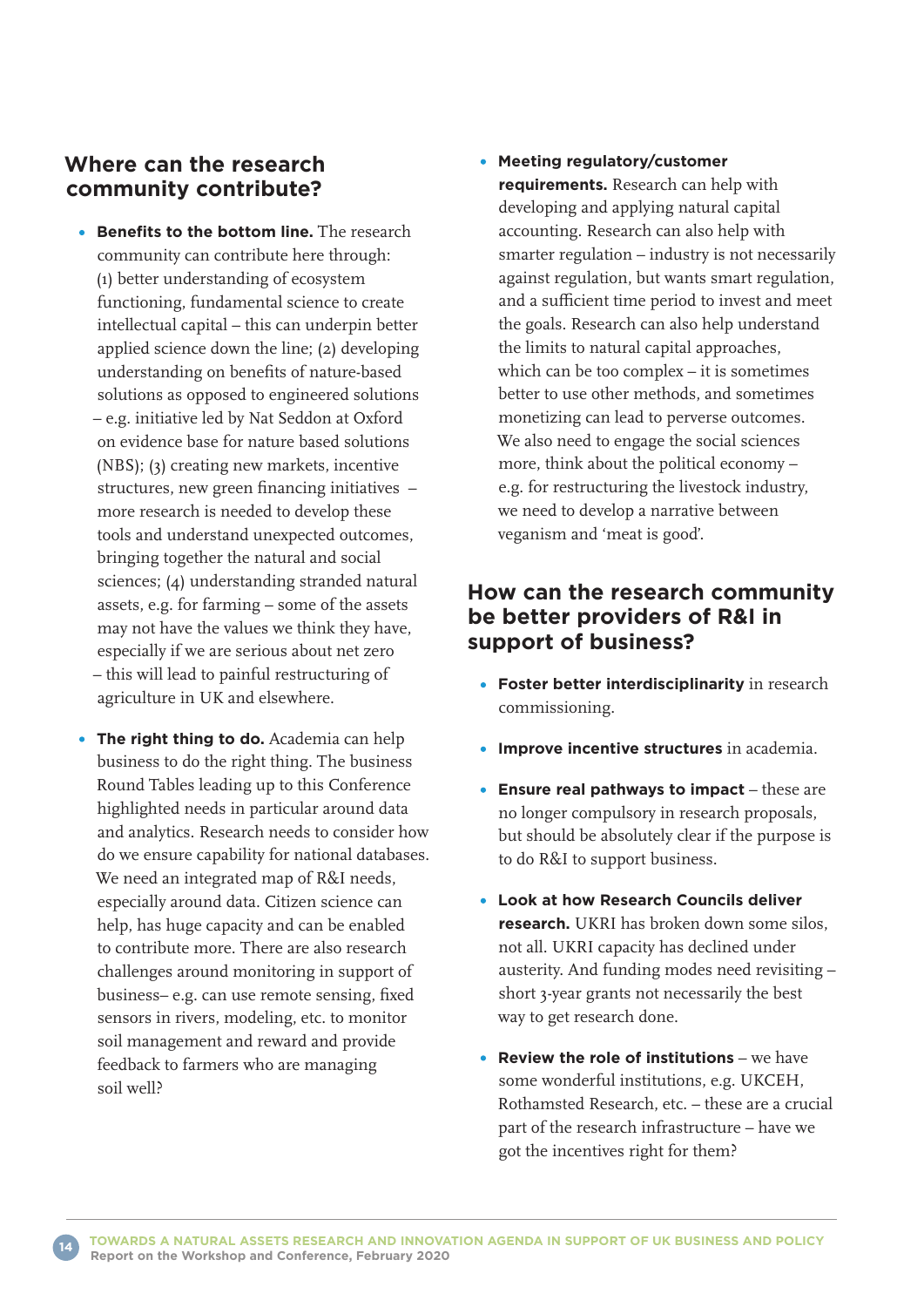## Where can the research community contribute?

- **Benefits to the bottom line.** The research community can contribute here through: (1) better understanding of ecosystem functioning, fundamental science to create intellectual capital – this can underpin better applied science down the line; (2) developing understanding on benefits of nature-based solutions as opposed to engineered solutions – e.g. initiative led by Nat Seddon at Oxford on evidence base for nature based solutions (NBS); (3) creating new markets, incentive structures, new green financing initiatives – more research is needed to develop these tools and understand unexpected outcomes, bringing together the natural and social sciences; (4) understanding stranded natural assets, e.g. for farming – some of the assets may not have the values we think they have, especially if we are serious about net zero – this will lead to painful restructuring of agriculture in UK and elsewhere.

- **The right thing to do.** Academia can help business to do the right thing. The business Round Tables leading up to this Conference highlighted needs in particular around data and analytics. Research needs to consider how do we ensure capability for national databases. We need an integrated map of R&I needs, especially around data. Citizen science can help, has huge capacity and can be enabled to contribute more. There are also research challenges around monitoring in support of business– e.g. can use remote sensing, fixed sensors in rivers, modeling, etc. to monitor soil management and reward and provide feedback to farmers who are managing soil well?

- **Meeting regulatory/customer requirements.** Research can help with developing and applying natural capital accounting. Research can also help with smarter regulation – industry is not necessarily against regulation, but wants smart regulation, and a sufficient time period to invest and meet the goals. Research can also help understand the limits to natural capital approaches, which can be too complex – it is sometimes better to use other methods, and sometimes monetizing can lead to perverse outcomes. We also need to engage the social sciences more, think about the political economy – e.g. for restructuring the livestock industry, we need to develop a narrative between veganism and 'meat is good'.

## How can the research community be better providers of R&I in support of business?

- **Foster better interdisciplinarity** in research commissioning.

- **Improve incentive structures** in academia.

- **Ensure real pathways to impact** – these are no longer compulsory in research proposals, but should be absolutely clear if the purpose is to do R&I to support business.

- **Look at how Research Councils deliver research.** UKRI has broken down some silos, not all. UKRI capacity has declined under austerity. And funding modes need revisiting – short 3-year grants not necessarily the best way to get research done.

- **Review the role of institutions** – we have some wonderful institutions, e.g. UKCEH, Rothamsted Research, etc. – these are a crucial part of the research infrastructure – have we got the incentives right for them?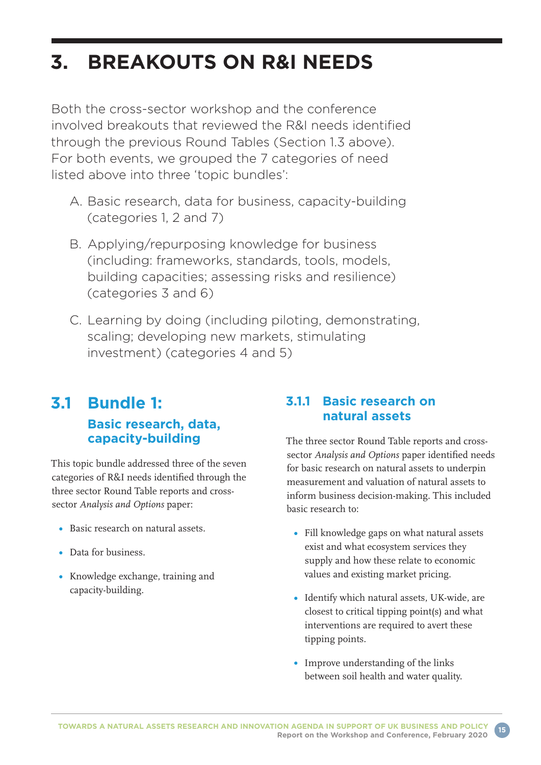# 3. BREAKOUTS ON R&I NEEDS

Both the cross-sector workshop and the conference involved breakouts that reviewed the R&I needs identified through the previous Round Tables (Section 1.3 above). For both events, we grouped the 7 categories of need listed above into three 'topic bundles':

A. Basic research, data for business, capacity-building (categories 1, 2 and 7)

B. Applying/repurposing knowledge for business (including: frameworks, standards, tools, models, building capacities; assessing risks and resilience) (categories 3 and 6)

C. Learning by doing (including piloting, demonstrating, scaling; developing new markets, stimulating investment) (categories 4 and 5)

## 3.1 Bundle 1: Basic research, data, capacity-building

This topic bundle addressed three of the seven categories of R&I needs identified through the three sector Round Table reports and cross-sector *Analysis and Options* paper:

- Basic research on natural assets.
- Data for business.
- Knowledge exchange, training and capacity-building.

### 3.1.1 Basic research on natural assets

The three sector Round Table reports and cross-sector *Analysis and Options* paper identified needs for basic research on natural assets to underpin measurement and valuation of natural assets to inform business decision-making. This included basic research to:

- Fill knowledge gaps on what natural assets exist and what ecosystem services they supply and how these relate to economic values and existing market pricing.
- Identify which natural assets, UK-wide, are closest to critical tipping point(s) and what interventions are required to avert these tipping points.
- Improve understanding of the links between soil health and water quality.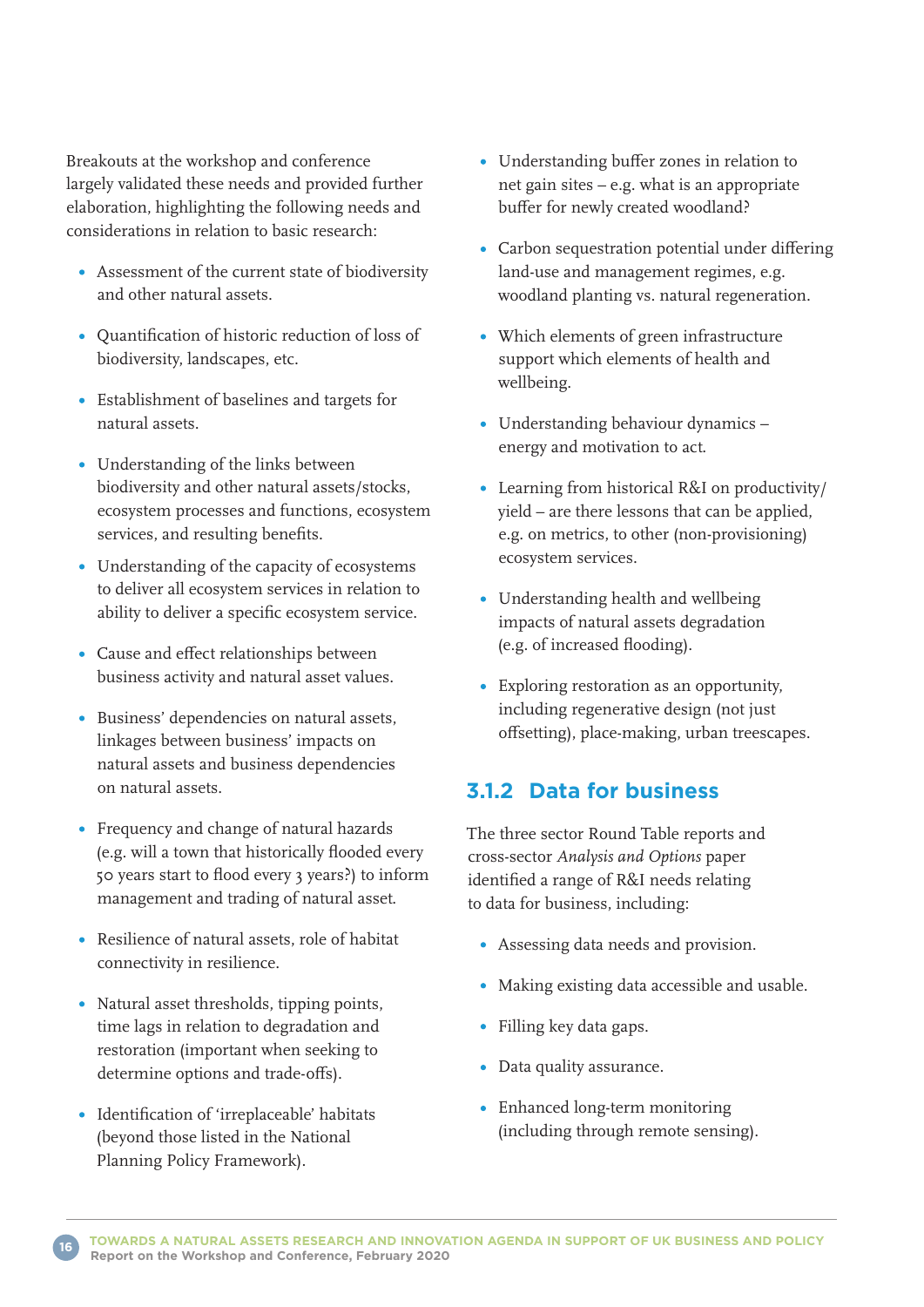Breakouts at the workshop and conference largely validated these needs and provided further elaboration, highlighting the following needs and considerations in relation to basic research:

- Assessment of the current state of biodiversity and other natural assets.
- Quantification of historic reduction of loss of biodiversity, landscapes, etc.
- Establishment of baselines and targets for natural assets.
- Understanding of the links between biodiversity and other natural assets/stocks, ecosystem processes and functions, ecosystem services, and resulting benefits.
- Understanding of the capacity of ecosystems to deliver all ecosystem services in relation to ability to deliver a specific ecosystem service.
- Cause and effect relationships between business activity and natural asset values.
- Business' dependencies on natural assets, linkages between business' impacts on natural assets and business dependencies on natural assets.
- Frequency and change of natural hazards (e.g. will a town that historically flooded every 50 years start to flood every 3 years?) to inform management and trading of natural asset.
- Resilience of natural assets, role of habitat connectivity in resilience.
- Natural asset thresholds, tipping points, time lags in relation to degradation and restoration (important when seeking to determine options and trade-offs).
- Identification of 'irreplaceable' habitats (beyond those listed in the National Planning Policy Framework).
- Understanding buffer zones in relation to net gain sites – e.g. what is an appropriate buffer for newly created woodland?
- Carbon sequestration potential under differing land-use and management regimes, e.g. woodland planting vs. natural regeneration.
- Which elements of green infrastructure support which elements of health and wellbeing.
- Understanding behaviour dynamics – energy and motivation to act.
- Learning from historical R&I on productivity/yield – are there lessons that can be applied, e.g. on metrics, to other (non-provisioning) ecosystem services.
- Understanding health and wellbeing impacts of natural assets degradation (e.g. of increased flooding).
- Exploring restoration as an opportunity, including regenerative design (not just offsetting), place-making, urban treescapes.

### 3.1.2 Data for business

The three sector Round Table reports and cross-sector *Analysis and Options* paper identified a range of R&I needs relating to data for business, including:

- Assessing data needs and provision.
- Making existing data accessible and usable.
- Filling key data gaps.
- Data quality assurance.
- Enhanced long-term monitoring (including through remote sensing).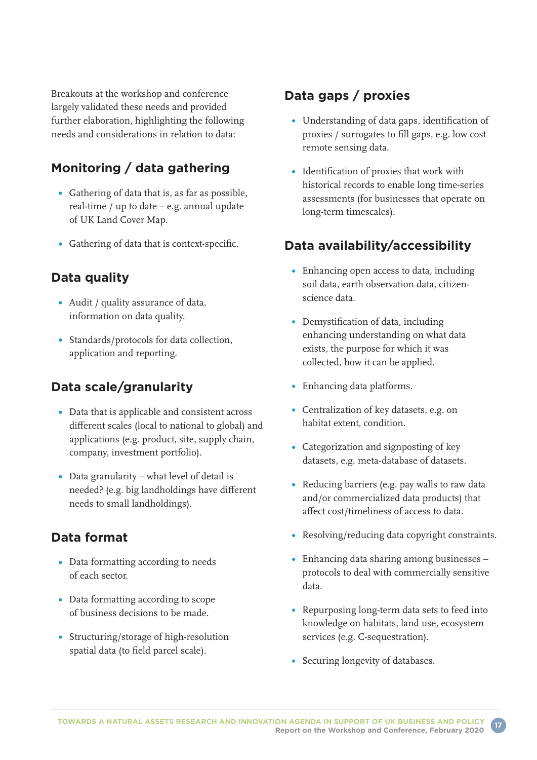Breakouts at the workshop and conference largely validated these needs and provided further elaboration, highlighting the following needs and considerations in relation to data:

## Monitoring / data gathering

- Gathering of data that is, as far as possible, real-time / up to date – e.g. annual update of UK Land Cover Map.
- Gathering of data that is context-specific.

## Data quality

- Audit / quality assurance of data, information on data quality.
- Standards/protocols for data collection, application and reporting.

## Data scale/granularity

- Data that is applicable and consistent across different scales (local to national to global) and applications (e.g. product, site, supply chain, company, investment portfolio).
- Data granularity – what level of detail is needed? (e.g. big landholdings have different needs to small landholdings).

## Data format

- Data formatting according to needs of each sector.
- Data formatting according to scope of business decisions to be made.
- Structuring/storage of high-resolution spatial data (to field parcel scale).

## Data gaps / proxies

- Understanding of data gaps, identification of proxies / surrogates to fill gaps, e.g. low cost remote sensing data.
- Identification of proxies that work with historical records to enable long time-series assessments (for businesses that operate on long-term timescales).

## Data availability/accessibility

- Enhancing open access to data, including soil data, earth observation data, citizen-science data.
- Demystification of data, including enhancing understanding on what data exists, the purpose for which it was collected, how it can be applied.
- Enhancing data platforms.
- Centralization of key datasets, e.g. on habitat extent, condition.
- Categorization and signposting of key datasets, e.g. meta-database of datasets.
- Reducing barriers (e.g. pay walls to raw data and/or commercialized data products) that affect cost/timeliness of access to data.
- Resolving/reducing data copyright constraints.
- Enhancing data sharing among businesses – protocols to deal with commercially sensitive data.
- Repurposing long-term data sets to feed into knowledge on habitats, land use, ecosystem services (e.g. C-sequestration).
- Securing longevity of databases.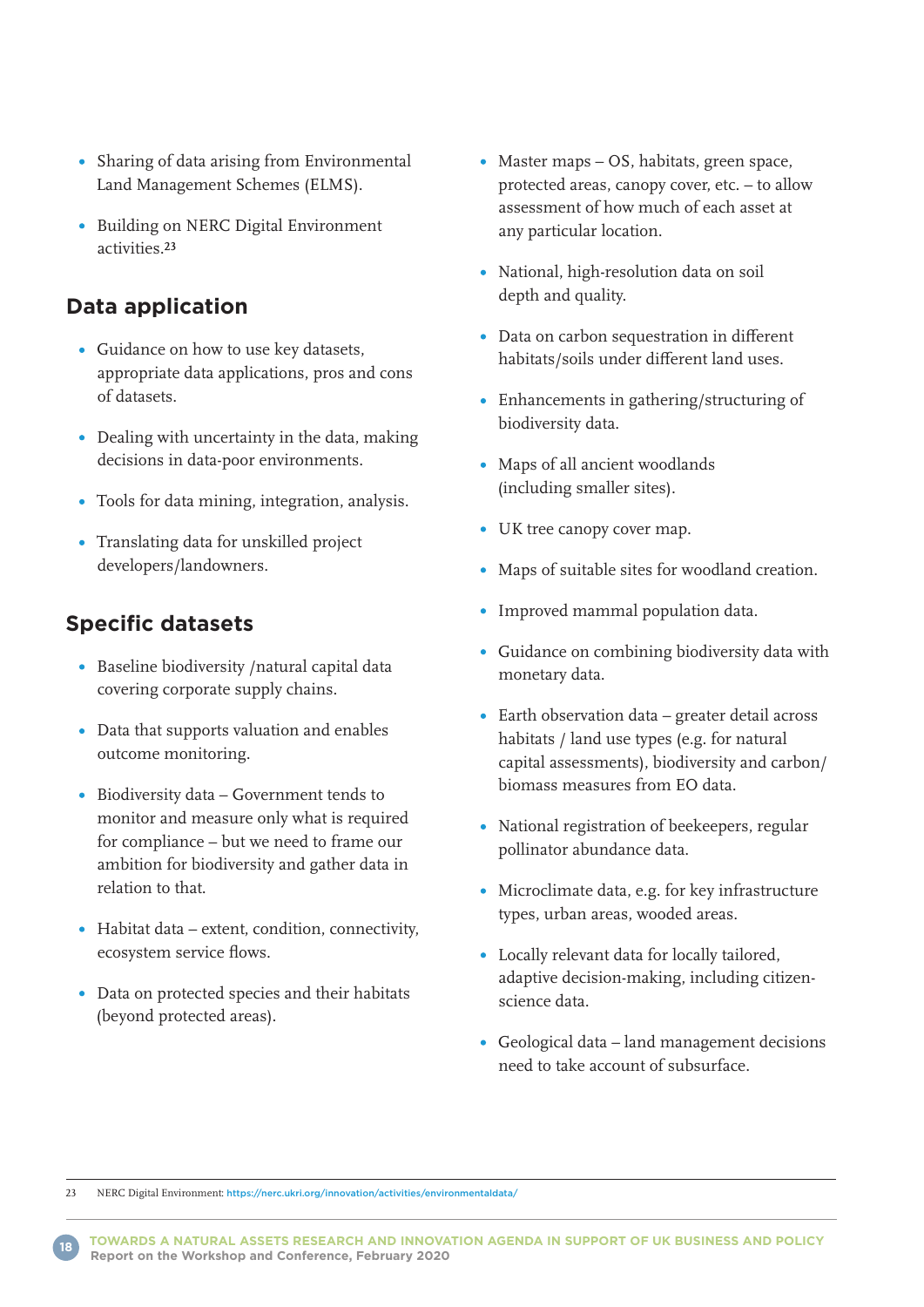- Sharing of data arising from Environmental Land Management Schemes (ELMS).
- Building on NERC Digital Environment activities.[23]

## Data application

- Guidance on how to use key datasets, appropriate data applications, pros and cons of datasets.
- Dealing with uncertainty in the data, making decisions in data-poor environments.
- Tools for data mining, integration, analysis.
- Translating data for unskilled project developers/landowners.

## Specific datasets

- Baseline biodiversity /natural capital data covering corporate supply chains.
- Data that supports valuation and enables outcome monitoring.
- Biodiversity data – Government tends to monitor and measure only what is required for compliance – but we need to frame our ambition for biodiversity and gather data in relation to that.
- Habitat data – extent, condition, connectivity, ecosystem service flows.
- Data on protected species and their habitats (beyond protected areas).
- Master maps – OS, habitats, green space, protected areas, canopy cover, etc. – to allow assessment of how much of each asset at any particular location.
- National, high-resolution data on soil depth and quality.
- Data on carbon sequestration in different habitats/soils under different land uses.
- Enhancements in gathering/structuring of biodiversity data.
- Maps of all ancient woodlands (including smaller sites).
- UK tree canopy cover map.
- Maps of suitable sites for woodland creation.
- Improved mammal population data.
- Guidance on combining biodiversity data with monetary data.
- Earth observation data – greater detail across habitats / land use types (e.g. for natural capital assessments), biodiversity and carbon/ biomass measures from EO data.
- National registration of beekeepers, regular pollinator abundance data.
- Microclimate data, e.g. for key infrastructure types, urban areas, wooded areas.
- Locally relevant data for locally tailored, adaptive decision-making, including citizen-science data.
- Geological data – land management decisions need to take account of subsurface.

---

23 NERC Digital Environment: https://nerc.ukri.org/innovation/activities/environmentaldata/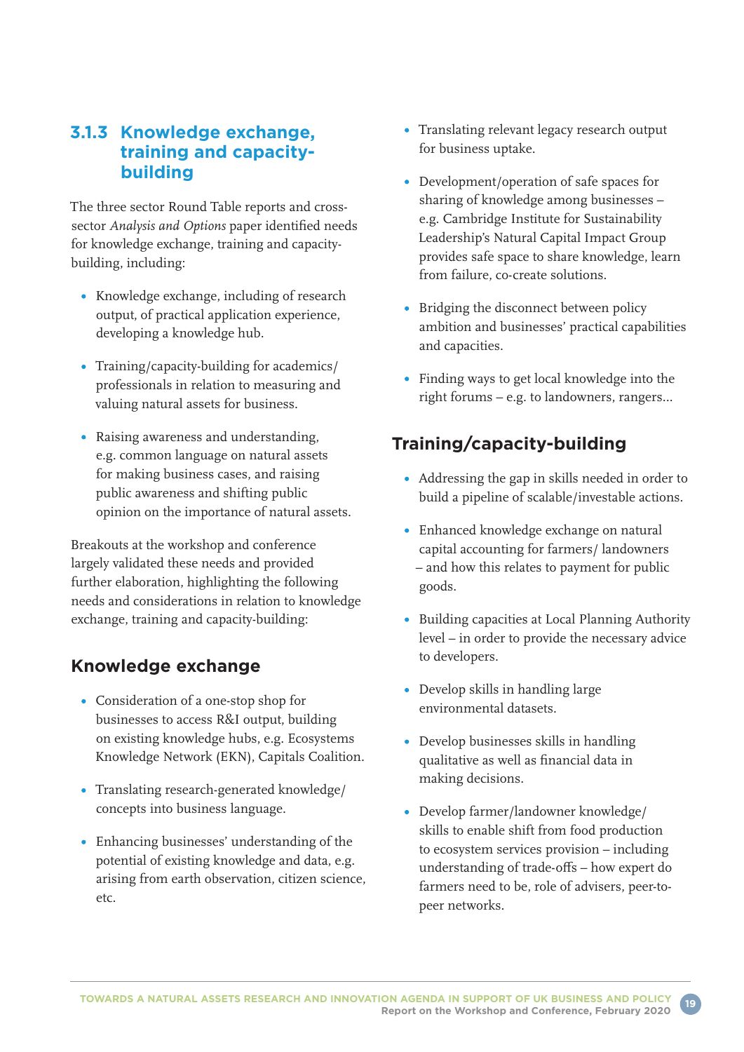### 3.1.3 Knowledge exchange, training and capacity-building

The three sector Round Table reports and cross-sector *Analysis and Options* paper identified needs for knowledge exchange, training and capacity-building, including:

- Knowledge exchange, including of research output, of practical application experience, developing a knowledge hub.
- Training/capacity-building for academics/ professionals in relation to measuring and valuing natural assets for business.
- Raising awareness and understanding, e.g. common language on natural assets for making business cases, and raising public awareness and shifting public opinion on the importance of natural assets.

Breakouts at the workshop and conference largely validated these needs and provided further elaboration, highlighting the following needs and considerations in relation to knowledge exchange, training and capacity-building:

#### Knowledge exchange

- Consideration of a one-stop shop for businesses to access R&I output, building on existing knowledge hubs, e.g. Ecosystems Knowledge Network (EKN), Capitals Coalition.
- Translating research-generated knowledge/ concepts into business language.
- Enhancing businesses' understanding of the potential of existing knowledge and data, e.g. arising from earth observation, citizen science, etc.
- Translating relevant legacy research output for business uptake.
- Development/operation of safe spaces for sharing of knowledge among businesses – e.g. Cambridge Institute for Sustainability Leadership's Natural Capital Impact Group provides safe space to share knowledge, learn from failure, co-create solutions.
- Bridging the disconnect between policy ambition and businesses' practical capabilities and capacities.
- Finding ways to get local knowledge into the right forums – e.g. to landowners, rangers...

#### Training/capacity-building

- Addressing the gap in skills needed in order to build a pipeline of scalable/investable actions.
- Enhanced knowledge exchange on natural capital accounting for farmers/ landowners – and how this relates to payment for public goods.
- Building capacities at Local Planning Authority level – in order to provide the necessary advice to developers.
- Develop skills in handling large environmental datasets.
- Develop businesses skills in handling qualitative as well as financial data in making decisions.
- Develop farmer/landowner knowledge/ skills to enable shift from food production to ecosystem services provision – including understanding of trade-offs – how expert do farmers need to be, role of advisers, peer-to-peer networks.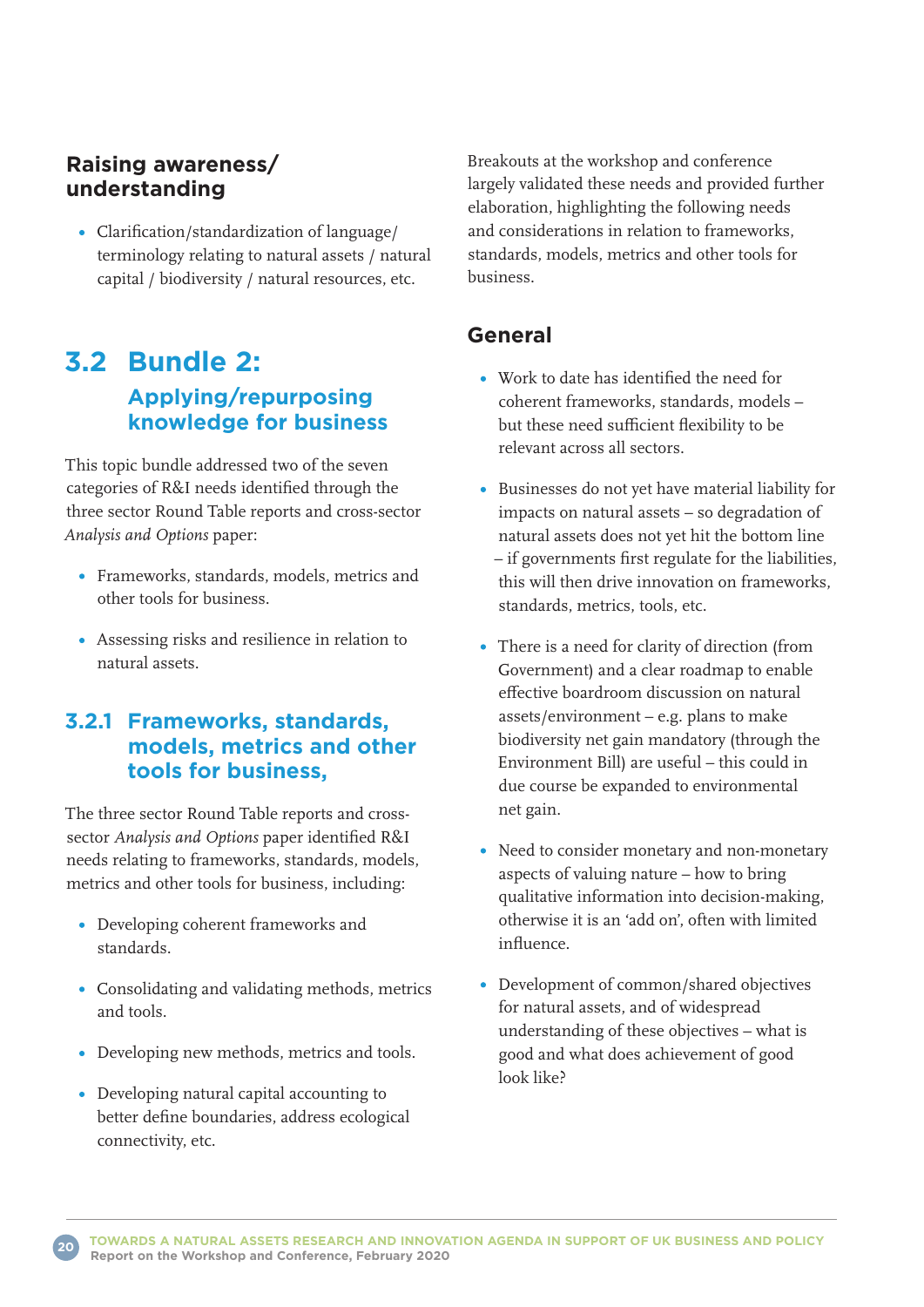### Raising awareness/ understanding

- Clarification/standardization of language/ terminology relating to natural assets / natural capital / biodiversity / natural resources, etc.

## 3.2 Bundle 2: Applying/repurposing knowledge for business

This topic bundle addressed two of the seven categories of R&I needs identified through the three sector Round Table reports and cross-sector *Analysis and Options* paper:

- Frameworks, standards, models, metrics and other tools for business.
- Assessing risks and resilience in relation to natural assets.

### 3.2.1 Frameworks, standards, models, metrics and other tools for business,

The three sector Round Table reports and cross-sector *Analysis and Options* paper identified R&I needs relating to frameworks, standards, models, metrics and other tools for business, including:

- Developing coherent frameworks and standards.
- Consolidating and validating methods, metrics and tools.
- Developing new methods, metrics and tools.
- Developing natural capital accounting to better define boundaries, address ecological connectivity, etc.

Breakouts at the workshop and conference largely validated these needs and provided further elaboration, highlighting the following needs and considerations in relation to frameworks, standards, models, metrics and other tools for business.

### General

- Work to date has identified the need for coherent frameworks, standards, models – but these need sufficient flexibility to be relevant across all sectors.
- Businesses do not yet have material liability for impacts on natural assets – so degradation of natural assets does not yet hit the bottom line – if governments first regulate for the liabilities, this will then drive innovation on frameworks, standards, metrics, tools, etc.
- There is a need for clarity of direction (from Government) and a clear roadmap to enable effective boardroom discussion on natural assets/environment – e.g. plans to make biodiversity net gain mandatory (through the Environment Bill) are useful – this could in due course be expanded to environmental net gain.
- Need to consider monetary and non-monetary aspects of valuing nature – how to bring qualitative information into decision-making, otherwise it is an 'add on', often with limited influence.
- Development of common/shared objectives for natural assets, and of widespread understanding of these objectives – what is good and what does achievement of good look like?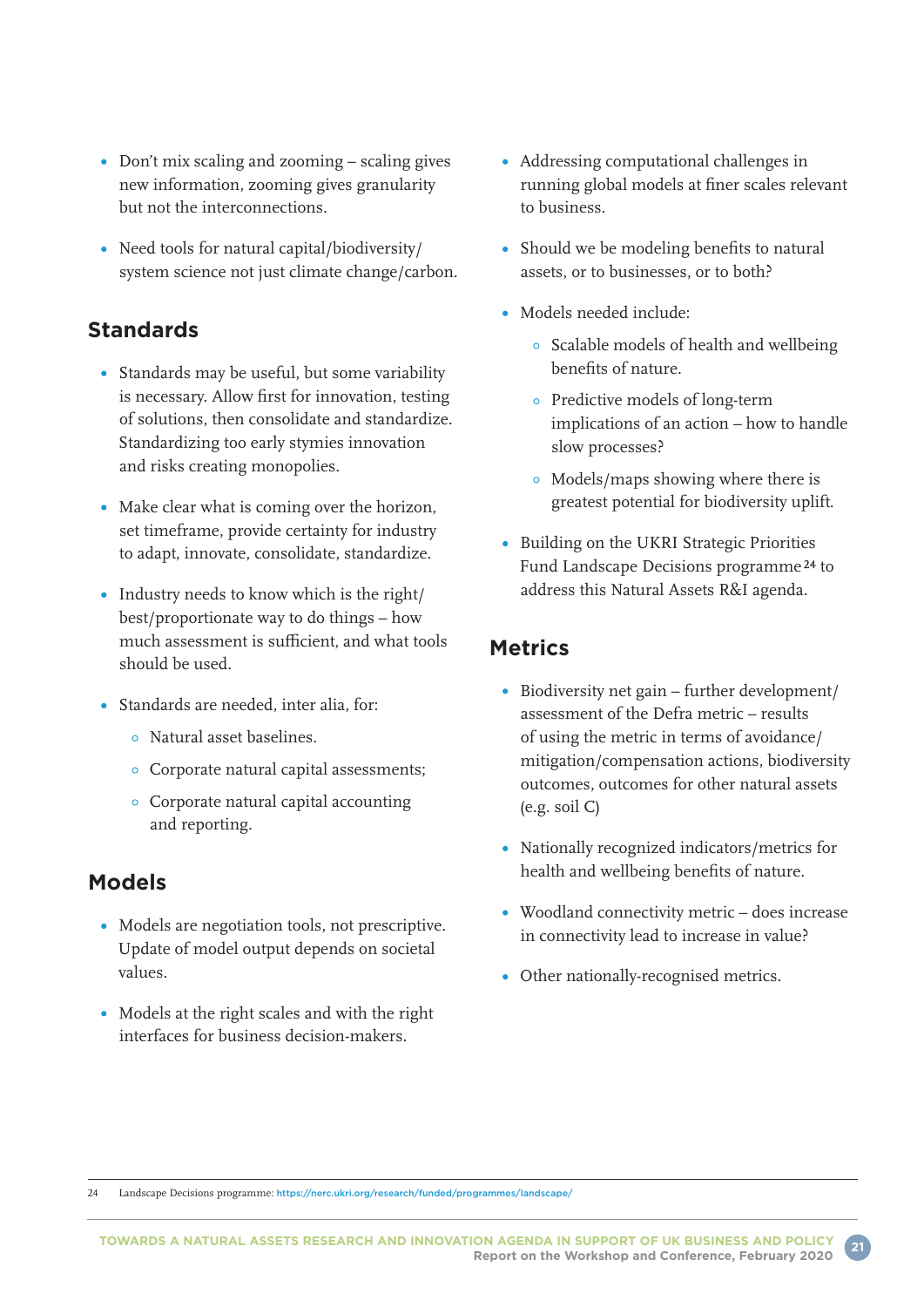- Don't mix scaling and zooming – scaling gives new information, zooming gives granularity but not the interconnections.
- Need tools for natural capital/biodiversity/system science not just climate change/carbon.

## Standards

- Standards may be useful, but some variability is necessary. Allow first for innovation, testing of solutions, then consolidate and standardize. Standardizing too early stymies innovation and risks creating monopolies.
- Make clear what is coming over the horizon, set timeframe, provide certainty for industry to adapt, innovate, consolidate, standardize.
- Industry needs to know which is the right/best/proportionate way to do things – how much assessment is sufficient, and what tools should be used.
- Standards are needed, inter alia, for:
    - Natural asset baselines.
    - Corporate natural capital assessments;
    - Corporate natural capital accounting and reporting.

## Models

- Models are negotiation tools, not prescriptive. Update of model output depends on societal values.
- Models at the right scales and with the right interfaces for business decision-makers.
- Addressing computational challenges in running global models at finer scales relevant to business.
- Should we be modeling benefits to natural assets, or to businesses, or to both?
- Models needed include:
    - Scalable models of health and wellbeing benefits of nature.
    - Predictive models of long-term implications of an action – how to handle slow processes?
    - Models/maps showing where there is greatest potential for biodiversity uplift.
- Building on the UKRI Strategic Priorities Fund Landscape Decisions programme[24] to address this Natural Assets R&I agenda.

## Metrics

- Biodiversity net gain – further development/assessment of the Defra metric – results of using the metric in terms of avoidance/mitigation/compensation actions, biodiversity outcomes, outcomes for other natural assets (e.g. soil C)
- Nationally recognized indicators/metrics for health and wellbeing benefits of nature.
- Woodland connectivity metric – does increase in connectivity lead to increase in value?
- Other nationally-recognised metrics.

24 Landscape Decisions programme: https://nerc.ukri.org/research/funded/programmes/landscape/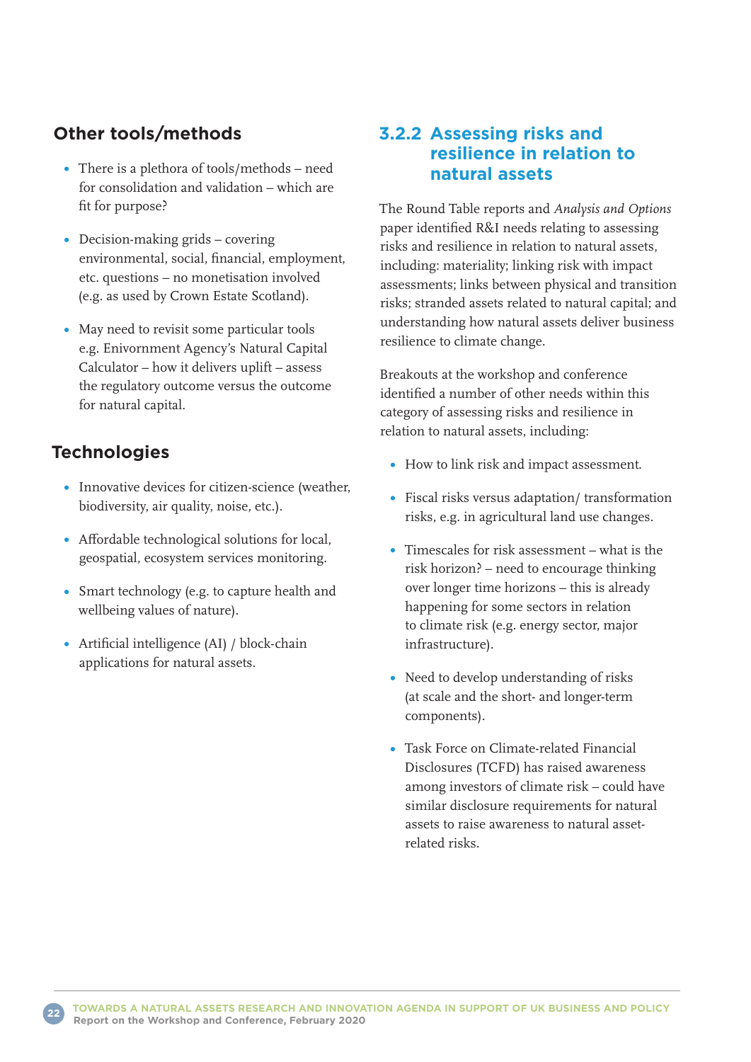## Other tools/methods

- There is a plethora of tools/methods – need for consolidation and validation – which are fit for purpose?
- Decision-making grids – covering environmental, social, financial, employment, etc. questions – no monetisation involved (e.g. as used by Crown Estate Scotland).
- May need to revisit some particular tools e.g. Enivornment Agency's Natural Capital Calculator – how it delivers uplift – assess the regulatory outcome versus the outcome for natural capital.

## Technologies

- Innovative devices for citizen-science (weather, biodiversity, air quality, noise, etc.).
- Affordable technological solutions for local, geospatial, ecosystem services monitoring.
- Smart technology (e.g. to capture health and wellbeing values of nature).
- Artificial intelligence (AI) / block-chain applications for natural assets.

### 3.2.2 Assessing risks and resilience in relation to natural assets

The Round Table reports and *Analysis and Options* paper identified R&I needs relating to assessing risks and resilience in relation to natural assets, including: materiality; linking risk with impact assessments; links between physical and transition risks; stranded assets related to natural capital; and understanding how natural assets deliver business resilience to climate change.

Breakouts at the workshop and conference identified a number of other needs within this category of assessing risks and resilience in relation to natural assets, including:

- How to link risk and impact assessment.
- Fiscal risks versus adaptation/ transformation risks, e.g. in agricultural land use changes.
- Timescales for risk assessment – what is the risk horizon? – need to encourage thinking over longer time horizons – this is already happening for some sectors in relation to climate risk (e.g. energy sector, major infrastructure).
- Need to develop understanding of risks (at scale and the short- and longer-term components).
- Task Force on Climate-related Financial Disclosures (TCFD) has raised awareness among investors of climate risk – could have similar disclosure requirements for natural assets to raise awareness to natural asset-related risks.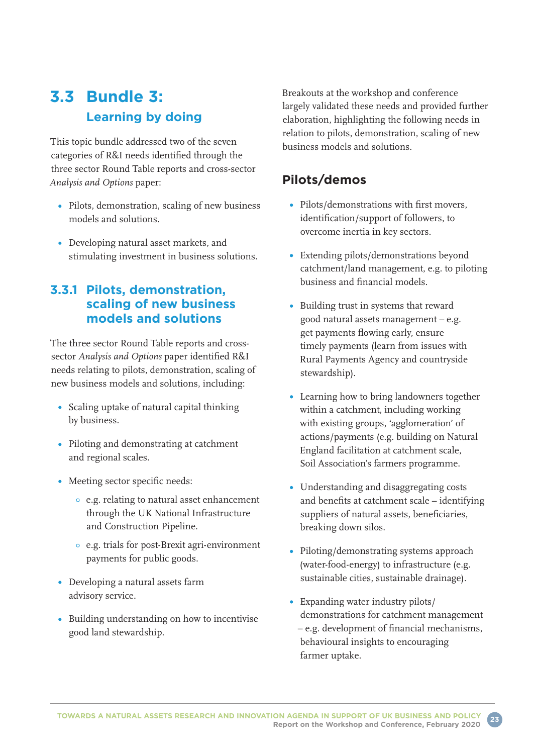## 3.3 Bundle 3: Learning by doing

This topic bundle addressed two of the seven categories of R&I needs identified through the three sector Round Table reports and cross-sector *Analysis and Options* paper:

- Pilots, demonstration, scaling of new business models and solutions.
- Developing natural asset markets, and stimulating investment in business solutions.

### 3.3.1 Pilots, demonstration, scaling of new business models and solutions

The three sector Round Table reports and cross-sector *Analysis and Options* paper identified R&I needs relating to pilots, demonstration, scaling of new business models and solutions, including:

- Scaling uptake of natural capital thinking by business.
- Piloting and demonstrating at catchment and regional scales.
- Meeting sector specific needs:
  - e.g. relating to natural asset enhancement through the UK National Infrastructure and Construction Pipeline.
  - e.g. trials for post-Brexit agri-environment payments for public goods.
- Developing a natural assets farm advisory service.
- Building understanding on how to incentivise good land stewardship.

Breakouts at the workshop and conference largely validated these needs and provided further elaboration, highlighting the following needs in relation to pilots, demonstration, scaling of new business models and solutions.

#### Pilots/demos

- Pilots/demonstrations with first movers, identification/support of followers, to overcome inertia in key sectors.
- Extending pilots/demonstrations beyond catchment/land management, e.g. to piloting business and financial models.
- Building trust in systems that reward good natural assets management – e.g. get payments flowing early, ensure timely payments (learn from issues with Rural Payments Agency and countryside stewardship).
- Learning how to bring landowners together within a catchment, including working with existing groups, 'agglomeration' of actions/payments (e.g. building on Natural England facilitation at catchment scale, Soil Association's farmers programme.
- Understanding and disaggregating costs and benefits at catchment scale – identifying suppliers of natural assets, beneficiaries, breaking down silos.
- Piloting/demonstrating systems approach (water-food-energy) to infrastructure (e.g. sustainable cities, sustainable drainage).
- Expanding water industry pilots/ demonstrations for catchment management – e.g. development of financial mechanisms, behavioural insights to encouraging farmer uptake.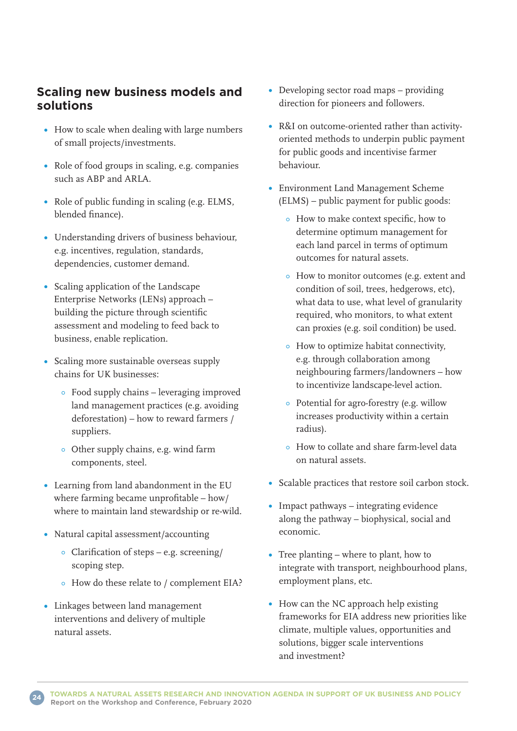## Scaling new business models and solutions

- How to scale when dealing with large numbers of small projects/investments.
- Role of food groups in scaling, e.g. companies such as ABP and ARLA.
- Role of public funding in scaling (e.g. ELMS, blended finance).
- Understanding drivers of business behaviour, e.g. incentives, regulation, standards, dependencies, customer demand.
- Scaling application of the Landscape Enterprise Networks (LENs) approach – building the picture through scientific assessment and modeling to feed back to business, enable replication.
- Scaling more sustainable overseas supply chains for UK businesses:
    - Food supply chains – leveraging improved land management practices (e.g. avoiding deforestation) – how to reward farmers / suppliers.
    - Other supply chains, e.g. wind farm components, steel.
- Learning from land abandonment in the EU where farming became unprofitable – how/ where to maintain land stewardship or re-wild.
- Natural capital assessment/accounting
    - Clarification of steps – e.g. screening/ scoping step.
    - How do these relate to / complement EIA?
- Linkages between land management interventions and delivery of multiple natural assets.
- Developing sector road maps – providing direction for pioneers and followers.
- R&I on outcome-oriented rather than activity-oriented methods to underpin public payment for public goods and incentivise farmer behaviour.
- Environment Land Management Scheme (ELMS) – public payment for public goods:
    - How to make context specific, how to determine optimum management for each land parcel in terms of optimum outcomes for natural assets.
    - How to monitor outcomes (e.g. extent and condition of soil, trees, hedgerows, etc), what data to use, what level of granularity required, who monitors, to what extent can proxies (e.g. soil condition) be used.
    - How to optimize habitat connectivity, e.g. through collaboration among neighbouring farmers/landowners – how to incentivize landscape-level action.
    - Potential for agro-forestry (e.g. willow increases productivity within a certain radius).
    - How to collate and share farm-level data on natural assets.
- Scalable practices that restore soil carbon stock.
- Impact pathways – integrating evidence along the pathway – biophysical, social and economic.
- Tree planting – where to plant, how to integrate with transport, neighbourhood plans, employment plans, etc.
- How can the NC approach help existing frameworks for EIA address new priorities like climate, multiple values, opportunities and solutions, bigger scale interventions and investment?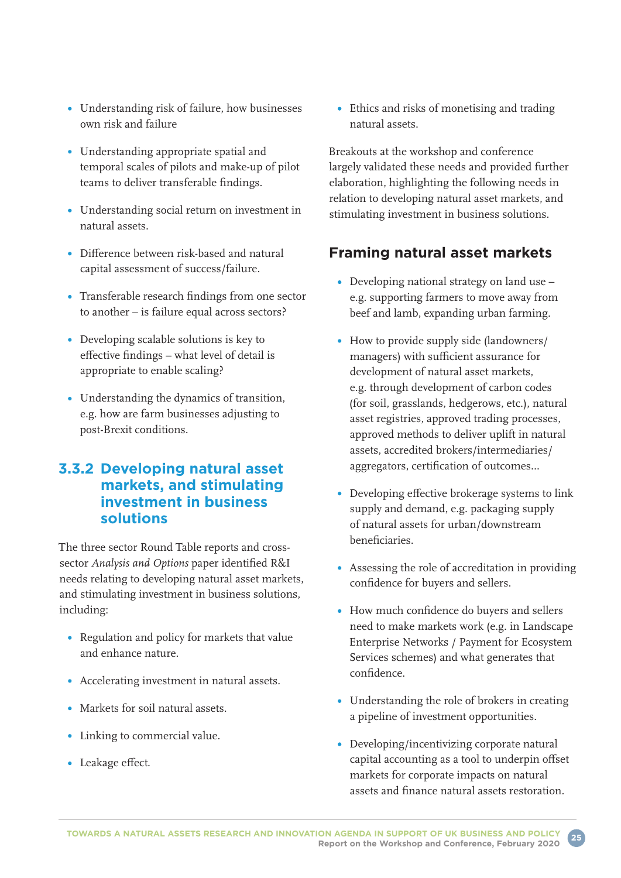- Understanding risk of failure, how businesses own risk and failure
- Understanding appropriate spatial and temporal scales of pilots and make-up of pilot teams to deliver transferable findings.
- Understanding social return on investment in natural assets.
- Difference between risk-based and natural capital assessment of success/failure.
- Transferable research findings from one sector to another – is failure equal across sectors?
- Developing scalable solutions is key to effective findings – what level of detail is appropriate to enable scaling?
- Understanding the dynamics of transition, e.g. how are farm businesses adjusting to post-Brexit conditions.

### 3.3.2 Developing natural asset markets, and stimulating investment in business solutions

The three sector Round Table reports and cross-sector *Analysis and Options* paper identified R&I needs relating to developing natural asset markets, and stimulating investment in business solutions, including:

- Regulation and policy for markets that value and enhance nature.
- Accelerating investment in natural assets.
- Markets for soil natural assets.
- Linking to commercial value.
- Leakage effect.
- Ethics and risks of monetising and trading natural assets.

Breakouts at the workshop and conference largely validated these needs and provided further elaboration, highlighting the following needs in relation to developing natural asset markets, and stimulating investment in business solutions.

#### Framing natural asset markets

- Developing national strategy on land use – e.g. supporting farmers to move away from beef and lamb, expanding urban farming.
- How to provide supply side (landowners/managers) with sufficient assurance for development of natural asset markets, e.g. through development of carbon codes (for soil, grasslands, hedgerows, etc.), natural asset registries, approved trading processes, approved methods to deliver uplift in natural assets, accredited brokers/intermediaries/aggregators, certification of outcomes...
- Developing effective brokerage systems to link supply and demand, e.g. packaging supply of natural assets for urban/downstream beneficiaries.
- Assessing the role of accreditation in providing confidence for buyers and sellers.
- How much confidence do buyers and sellers need to make markets work (e.g. in Landscape Enterprise Networks / Payment for Ecosystem Services schemes) and what generates that confidence.
- Understanding the role of brokers in creating a pipeline of investment opportunities.
- Developing/incentivizing corporate natural capital accounting as a tool to underpin offset markets for corporate impacts on natural assets and finance natural assets restoration.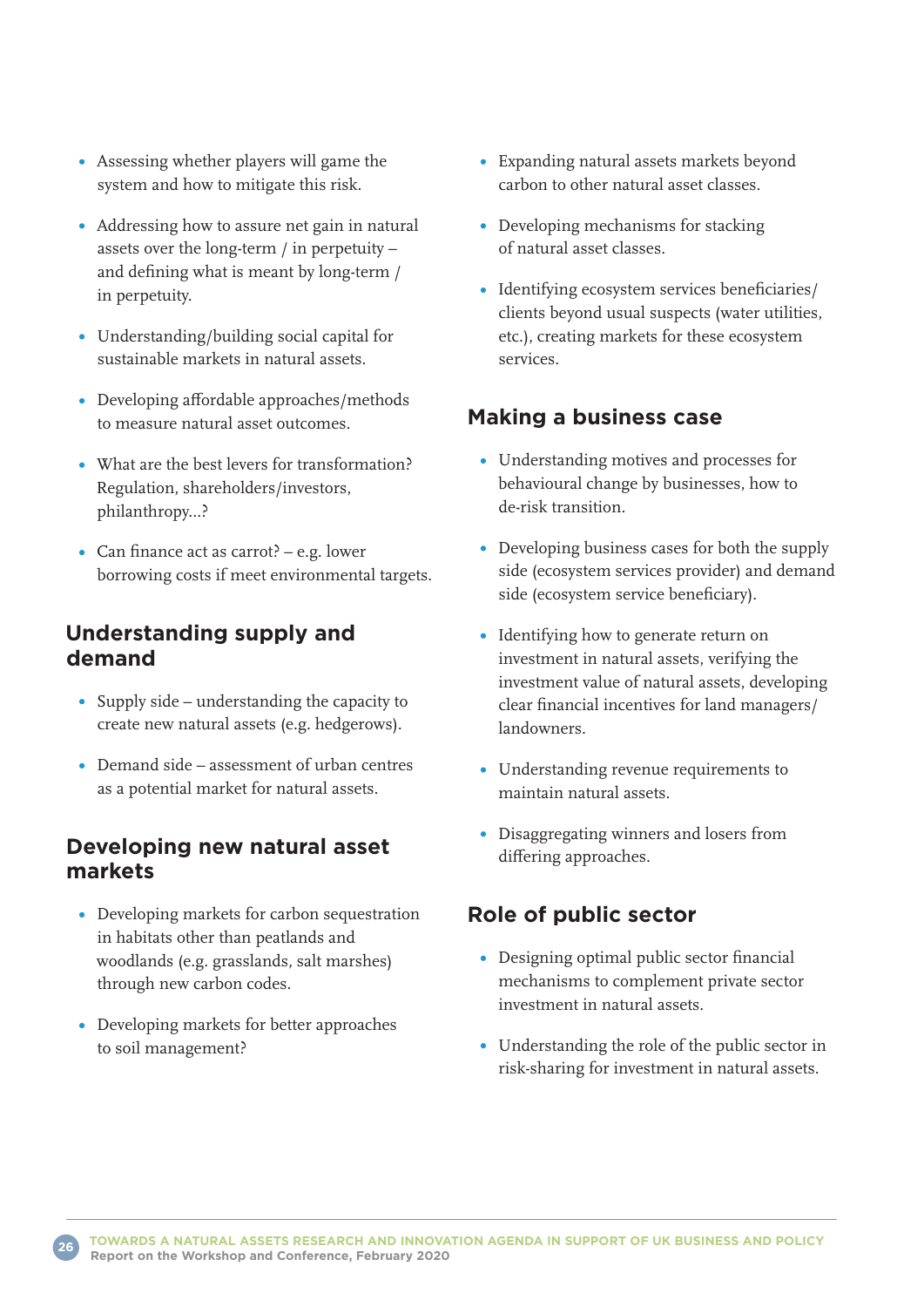- Assessing whether players will game the system and how to mitigate this risk.
- Addressing how to assure net gain in natural assets over the long-term / in perpetuity – and defining what is meant by long-term / in perpetuity.
- Understanding/building social capital for sustainable markets in natural assets.
- Developing affordable approaches/methods to measure natural asset outcomes.
- What are the best levers for transformation? Regulation, shareholders/investors, philanthropy...?
- Can finance act as carrot? – e.g. lower borrowing costs if meet environmental targets.

## Understanding supply and demand

- Supply side – understanding the capacity to create new natural assets (e.g. hedgerows).
- Demand side – assessment of urban centres as a potential market for natural assets.

## Developing new natural asset markets

- Developing markets for carbon sequestration in habitats other than peatlands and woodlands (e.g. grasslands, salt marshes) through new carbon codes.
- Developing markets for better approaches to soil management?
- Expanding natural assets markets beyond carbon to other natural asset classes.
- Developing mechanisms for stacking of natural asset classes.
- Identifying ecosystem services beneficiaries/ clients beyond usual suspects (water utilities, etc.), creating markets for these ecosystem services.

## Making a business case

- Understanding motives and processes for behavioural change by businesses, how to de-risk transition.
- Developing business cases for both the supply side (ecosystem services provider) and demand side (ecosystem service beneficiary).
- Identifying how to generate return on investment in natural assets, verifying the investment value of natural assets, developing clear financial incentives for land managers/ landowners.
- Understanding revenue requirements to maintain natural assets.
- Disaggregating winners and losers from differing approaches.

## Role of public sector

- Designing optimal public sector financial mechanisms to complement private sector investment in natural assets.
- Understanding the role of the public sector in risk-sharing for investment in natural assets.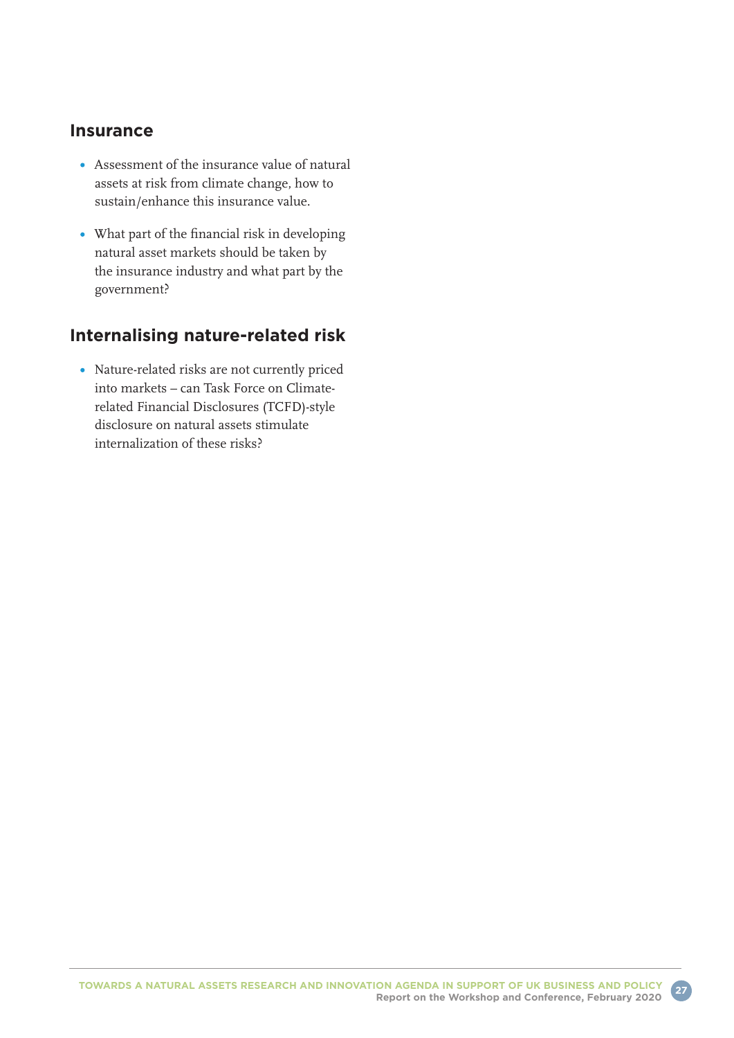## Insurance

- Assessment of the insurance value of natural assets at risk from climate change, how to sustain/enhance this insurance value.
- What part of the financial risk in developing natural asset markets should be taken by the insurance industry and what part by the government?

## Internalising nature-related risk

- Nature-related risks are not currently priced into markets – can Task Force on Climate-related Financial Disclosures (TCFD)-style disclosure on natural assets stimulate internalization of these risks?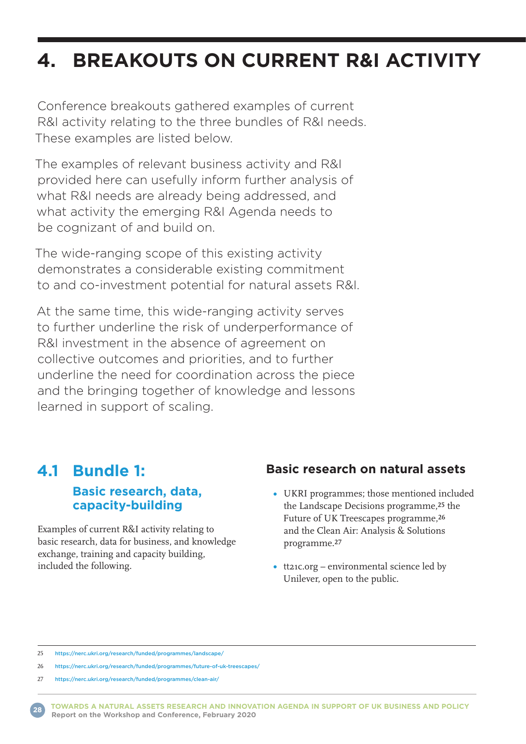# 4. BREAKOUTS ON CURRENT R&I ACTIVITY

Conference breakouts gathered examples of current R&I activity relating to the three bundles of R&I needs. These examples are listed below.

The examples of relevant business activity and R&I provided here can usefully inform further analysis of what R&I needs are already being addressed, and what activity the emerging R&I Agenda needs to be cognizant of and build on.

The wide-ranging scope of this existing activity demonstrates a considerable existing commitment to and co-investment potential for natural assets R&I.

At the same time, this wide-ranging activity serves to further underline the risk of underperformance of R&I investment in the absence of agreement on collective outcomes and priorities, and to further underline the need for coordination across the piece and the bringing together of knowledge and lessons learned in support of scaling.

## 4.1 Bundle 1:

### Basic research, data, capacity-building

Examples of current R&I activity relating to basic research, data for business, and knowledge exchange, training and capacity building, included the following.

#### Basic research on natural assets

- UKRI programmes; those mentioned included the Landscape Decisions programme,[25] the Future of UK Treescapes programme,[26] and the Clean Air: Analysis & Solutions programme.[27]
- tt21c.org – environmental science led by Unilever, open to the public.

25 https://nerc.ukri.org/research/funded/programmes/landscape/

26 https://nerc.ukri.org/research/funded/programmes/future-of-uk-treescapes/

27 https://nerc.ukri.org/research/funded/programmes/clean-air/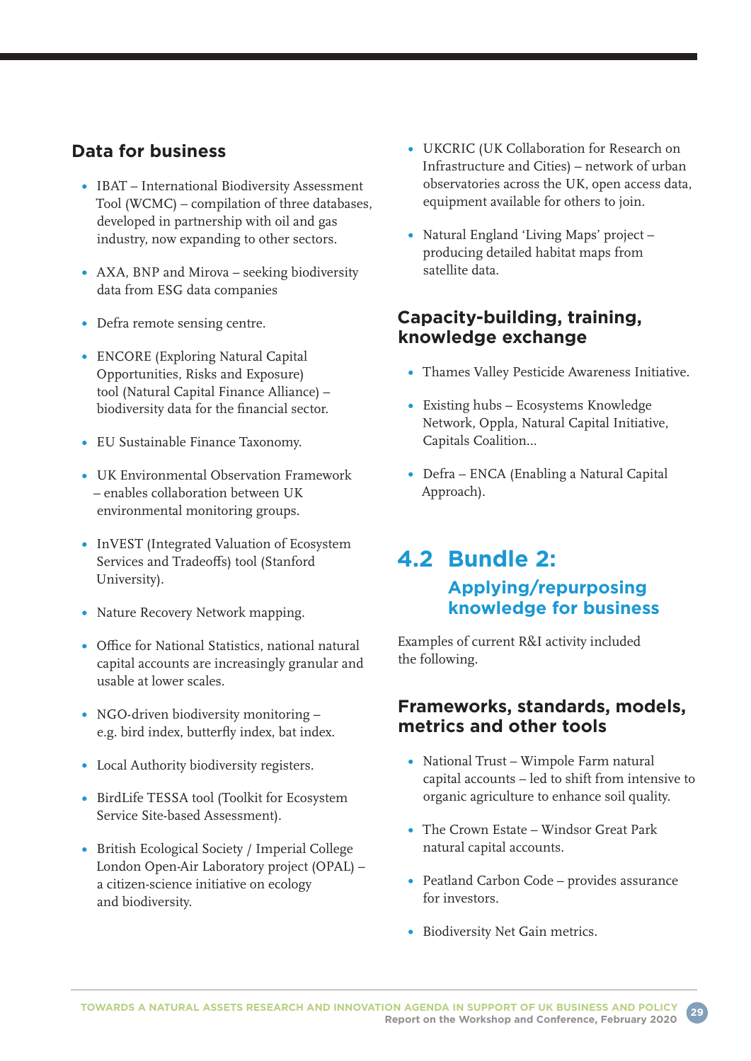### Data for business

- IBAT – International Biodiversity Assessment Tool (WCMC) – compilation of three databases, developed in partnership with oil and gas industry, now expanding to other sectors.
- AXA, BNP and Mirova – seeking biodiversity data from ESG data companies
- Defra remote sensing centre.
- ENCORE (Exploring Natural Capital Opportunities, Risks and Exposure) tool (Natural Capital Finance Alliance) – biodiversity data for the financial sector.
- EU Sustainable Finance Taxonomy.
- UK Environmental Observation Framework – enables collaboration between UK environmental monitoring groups.
- InVEST (Integrated Valuation of Ecosystem Services and Tradeoffs) tool (Stanford University).
- Nature Recovery Network mapping.
- Office for National Statistics, national natural capital accounts are increasingly granular and usable at lower scales.
- NGO-driven biodiversity monitoring – e.g. bird index, butterfly index, bat index.
- Local Authority biodiversity registers.
- BirdLife TESSA tool (Toolkit for Ecosystem Service Site-based Assessment).
- British Ecological Society / Imperial College London Open-Air Laboratory project (OPAL) – a citizen-science initiative on ecology and biodiversity.
- UKCRIC (UK Collaboration for Research on Infrastructure and Cities) – network of urban observatories across the UK, open access data, equipment available for others to join.
- Natural England 'Living Maps' project – producing detailed habitat maps from satellite data.

### Capacity-building, training, knowledge exchange

- Thames Valley Pesticide Awareness Initiative.
- Existing hubs – Ecosystems Knowledge Network, Oppla, Natural Capital Initiative, Capitals Coalition...
- Defra – ENCA (Enabling a Natural Capital Approach).

## 4.2 Bundle 2: Applying/repurposing knowledge for business

Examples of current R&I activity included the following.

### Frameworks, standards, models, metrics and other tools

- National Trust – Wimpole Farm natural capital accounts – led to shift from intensive to organic agriculture to enhance soil quality.
- The Crown Estate – Windsor Great Park natural capital accounts.
- Peatland Carbon Code – provides assurance for investors.
- Biodiversity Net Gain metrics.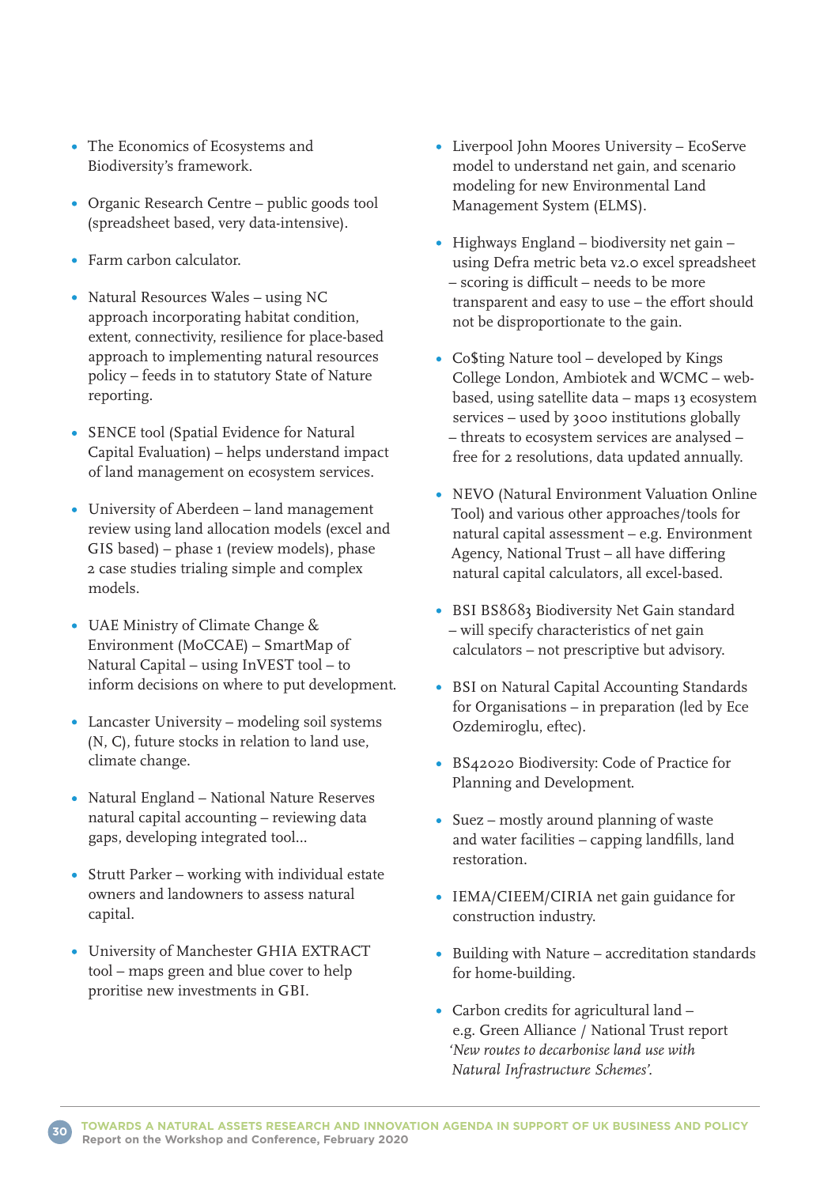- The Economics of Ecosystems and Biodiversity's framework.
- Organic Research Centre – public goods tool (spreadsheet based, very data-intensive).
- Farm carbon calculator.
- Natural Resources Wales – using NC approach incorporating habitat condition, extent, connectivity, resilience for place-based approach to implementing natural resources policy – feeds in to statutory State of Nature reporting.
- SENCE tool (Spatial Evidence for Natural Capital Evaluation) – helps understand impact of land management on ecosystem services.
- University of Aberdeen – land management review using land allocation models (excel and GIS based) – phase 1 (review models), phase 2 case studies trialing simple and complex models.
- UAE Ministry of Climate Change & Environment (MoCCAE) – SmartMap of Natural Capital – using InVEST tool – to inform decisions on where to put development.
- Lancaster University – modeling soil systems (N, C), future stocks in relation to land use, climate change.
- Natural England – National Nature Reserves natural capital accounting – reviewing data gaps, developing integrated tool...
- Strutt Parker – working with individual estate owners and landowners to assess natural capital.
- University of Manchester GHIA EXTRACT tool – maps green and blue cover to help proritise new investments in GBI.
- Liverpool John Moores University – EcoServe model to understand net gain, and scenario modeling for new Environmental Land Management System (ELMS).
- Highways England – biodiversity net gain – using Defra metric beta v2.0 excel spreadsheet – scoring is difficult – needs to be more transparent and easy to use – the effort should not be disproportionate to the gain.
- Co$ting Nature tool – developed by Kings College London, Ambiotek and WCMC – web-based, using satellite data – maps 13 ecosystem services – used by 3000 institutions globally – threats to ecosystem services are analysed – free for 2 resolutions, data updated annually.
- NEVO (Natural Environment Valuation Online Tool) and various other approaches/tools for natural capital assessment – e.g. Environment Agency, National Trust – all have differing natural capital calculators, all excel-based.
- BSI BS8683 Biodiversity Net Gain standard – will specify characteristics of net gain calculators – not prescriptive but advisory.
- BSI on Natural Capital Accounting Standards for Organisations – in preparation (led by Ece Ozdemiroglu, eftec).
- BS42020 Biodiversity: Code of Practice for Planning and Development.
- Suez – mostly around planning of waste and water facilities – capping landfills, land restoration.
- IEMA/CIEEM/CIRIA net gain guidance for construction industry.
- Building with Nature – accreditation standards for home-building.
- Carbon credits for agricultural land – e.g. Green Alliance / National Trust report *'New routes to decarbonise land use with Natural Infrastructure Schemes'.*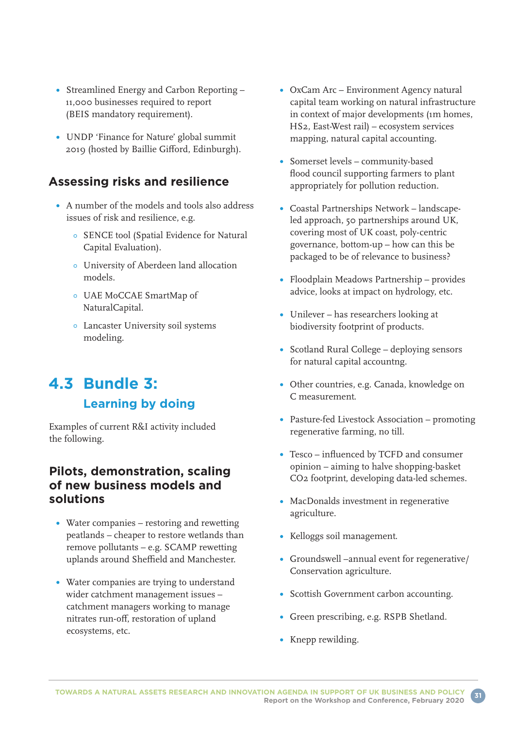- Streamlined Energy and Carbon Reporting – 11,000 businesses required to report (BEIS mandatory requirement).
- UNDP 'Finance for Nature' global summit 2019 (hosted by Baillie Gifford, Edinburgh).

### Assessing risks and resilience

- A number of the models and tools also address issues of risk and resilience, e.g.
  - SENCE tool (Spatial Evidence for Natural Capital Evaluation).
  - University of Aberdeen land allocation models.
  - UAE MoCCAE SmartMap of NaturalCapital.
  - Lancaster University soil systems modeling.

## 4.3 Bundle 3: Learning by doing

Examples of current R&I activity included the following.

### Pilots, demonstration, scaling of new business models and solutions

- Water companies – restoring and rewetting peatlands – cheaper to restore wetlands than remove pollutants – e.g. SCAMP rewetting uplands around Sheffield and Manchester.
- Water companies are trying to understand wider catchment management issues – catchment managers working to manage nitrates run-off, restoration of upland ecosystems, etc.
- OxCam Arc – Environment Agency natural capital team working on natural infrastructure in context of major developments (1m homes, HS2, East-West rail) – ecosystem services mapping, natural capital accounting.
- Somerset levels – community-based flood council supporting farmers to plant appropriately for pollution reduction.
- Coastal Partnerships Network – landscape-led approach, 50 partnerships around UK, covering most of UK coast, poly-centric governance, bottom-up – how can this be packaged to be of relevance to business?
- Floodplain Meadows Partnership – provides advice, looks at impact on hydrology, etc.
- Unilever – has researchers looking at biodiversity footprint of products.
- Scotland Rural College – deploying sensors for natural capital accountng.
- Other countries, e.g. Canada, knowledge on C measurement.
- Pasture-fed Livestock Association – promoting regenerative farming, no till.
- Tesco – influenced by TCFD and consumer opinion – aiming to halve shopping-basket $CO_2$ footprint, developing data-led schemes.
- MacDonalds investment in regenerative agriculture.
- Kelloggs soil management.
- Groundswell –annual event for regenerative/ Conservation agriculture.
- Scottish Government carbon accounting.
- Green prescribing, e.g. RSPB Shetland.
- Knepp rewilding.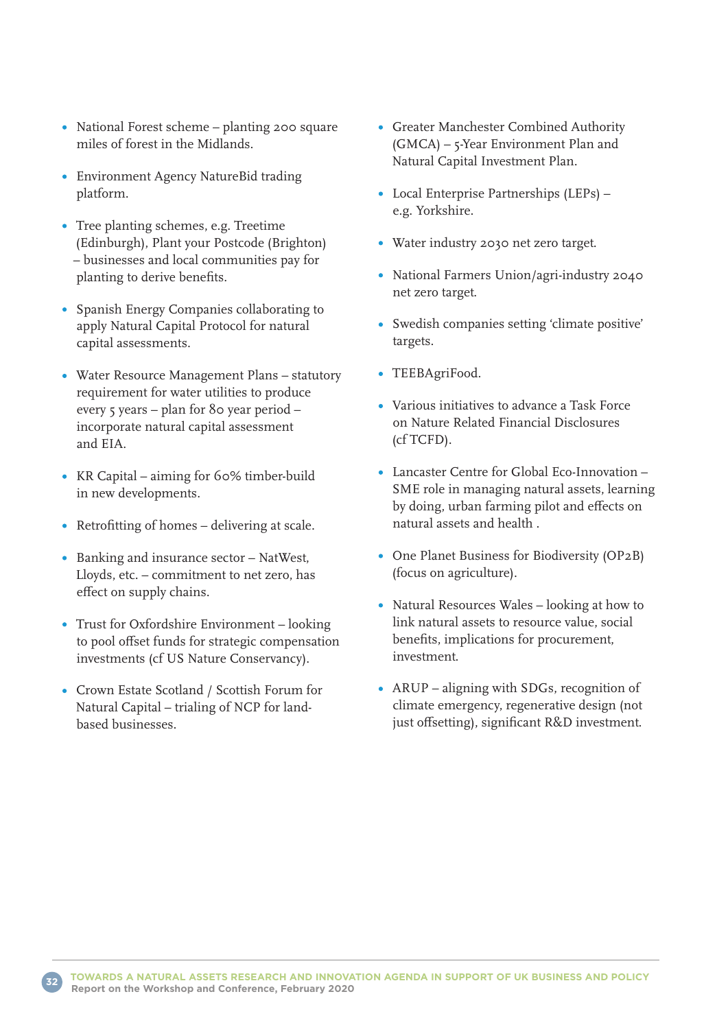- National Forest scheme – planting 200 square miles of forest in the Midlands.
- Environment Agency NatureBid trading platform.
- Tree planting schemes, e.g. Treetime (Edinburgh), Plant your Postcode (Brighton) – businesses and local communities pay for planting to derive benefits.
- Spanish Energy Companies collaborating to apply Natural Capital Protocol for natural capital assessments.
- Water Resource Management Plans – statutory requirement for water utilities to produce every 5 years – plan for 80 year period – incorporate natural capital assessment and EIA.
- KR Capital – aiming for 60% timber-build in new developments.
- Retrofitting of homes – delivering at scale.
- Banking and insurance sector – NatWest, Lloyds, etc. – commitment to net zero, has effect on supply chains.
- Trust for Oxfordshire Environment – looking to pool offset funds for strategic compensation investments (cf US Nature Conservancy).
- Crown Estate Scotland / Scottish Forum for Natural Capital – trialing of NCP for land-based businesses.
- Greater Manchester Combined Authority (GMCA) – 5-Year Environment Plan and Natural Capital Investment Plan.
- Local Enterprise Partnerships (LEPs) – e.g. Yorkshire.
- Water industry 2030 net zero target.
- National Farmers Union/agri-industry 2040 net zero target.
- Swedish companies setting 'climate positive' targets.
- TEEBAgriFood.
- Various initiatives to advance a Task Force on Nature Related Financial Disclosures (cf TCFD).
- Lancaster Centre for Global Eco-Innovation – SME role in managing natural assets, learning by doing, urban farming pilot and effects on natural assets and health .
- One Planet Business for Biodiversity (OP2B) (focus on agriculture).
- Natural Resources Wales – looking at how to link natural assets to resource value, social benefits, implications for procurement, investment.
- ARUP – aligning with SDGs, recognition of climate emergency, regenerative design (not just offsetting), significant R&D investment.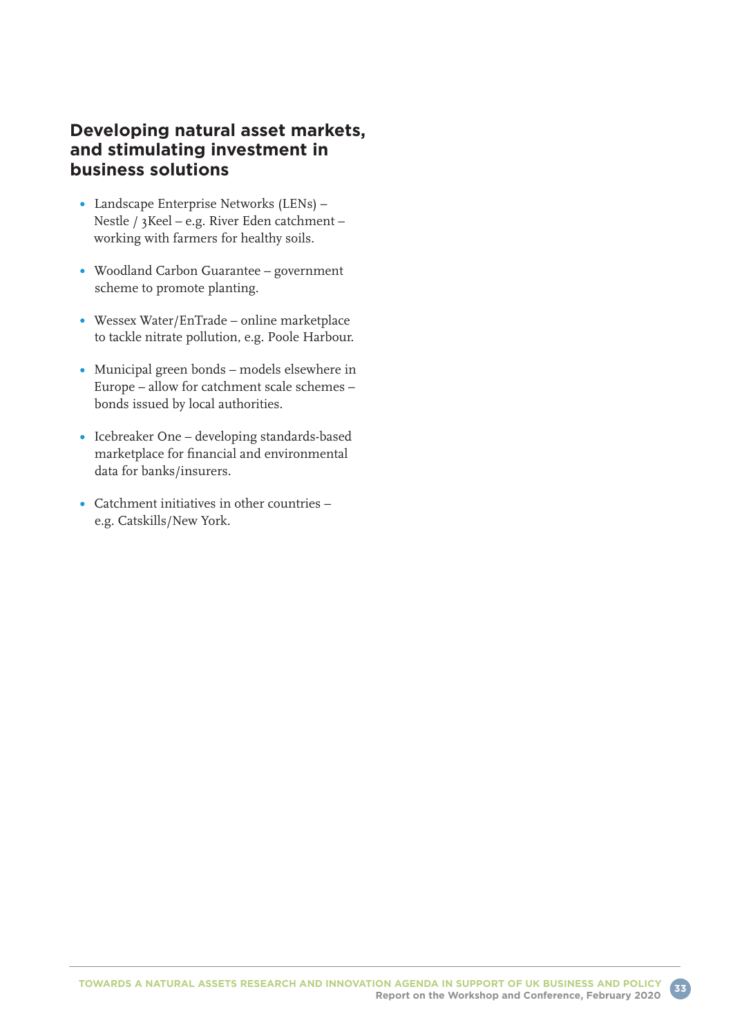## Developing natural asset markets, and stimulating investment in business solutions

- Landscape Enterprise Networks (LENs) – Nestle / 3Keel – e.g. River Eden catchment – working with farmers for healthy soils.
- Woodland Carbon Guarantee – government scheme to promote planting.
- Wessex Water/EnTrade – online marketplace to tackle nitrate pollution, e.g. Poole Harbour.
- Municipal green bonds – models elsewhere in Europe – allow for catchment scale schemes – bonds issued by local authorities.
- Icebreaker One – developing standards-based marketplace for financial and environmental data for banks/insurers.
- Catchment initiatives in other countries – e.g. Catskills/New York.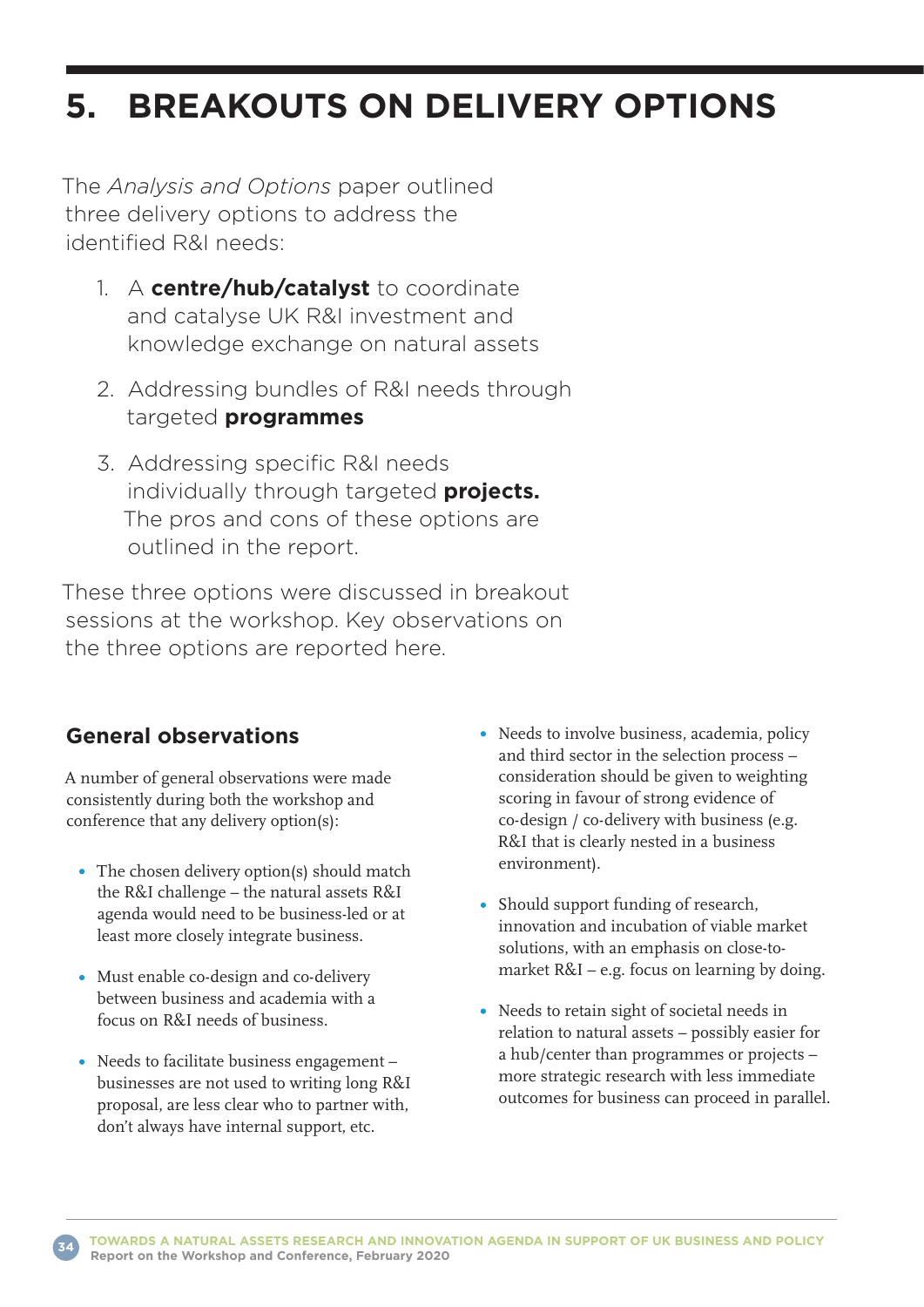# 5. BREAKOUTS ON DELIVERY OPTIONS

The *Analysis and Options* paper outlined three delivery options to address the identified R&I needs:

1. A **centre/hub/catalyst** to coordinate and catalyse UK R&I investment and knowledge exchange on natural assets
2. Addressing bundles of R&I needs through targeted **programmes**
3. Addressing specific R&I needs individually through targeted **projects.** The pros and cons of these options are outlined in the report.

These three options were discussed in breakout sessions at the workshop. Key observations on the three options are reported here.

## General observations

A number of general observations were made consistently during both the workshop and conference that any delivery option(s):

- The chosen delivery option(s) should match the R&I challenge – the natural assets R&I agenda would need to be business-led or at least more closely integrate business.
- Must enable co-design and co-delivery between business and academia with a focus on R&I needs of business.
- Needs to facilitate business engagement – businesses are not used to writing long R&I proposal, are less clear who to partner with, don't always have internal support, etc.
- Needs to involve business, academia, policy and third sector in the selection process – consideration should be given to weighting scoring in favour of strong evidence of co-design / co-delivery with business (e.g. R&I that is clearly nested in a business environment).
- Should support funding of research, innovation and incubation of viable market solutions, with an emphasis on close-to-market R&I – e.g. focus on learning by doing.
- Needs to retain sight of societal needs in relation to natural assets – possibly easier for a hub/center than programmes or projects – more strategic research with less immediate outcomes for business can proceed in parallel.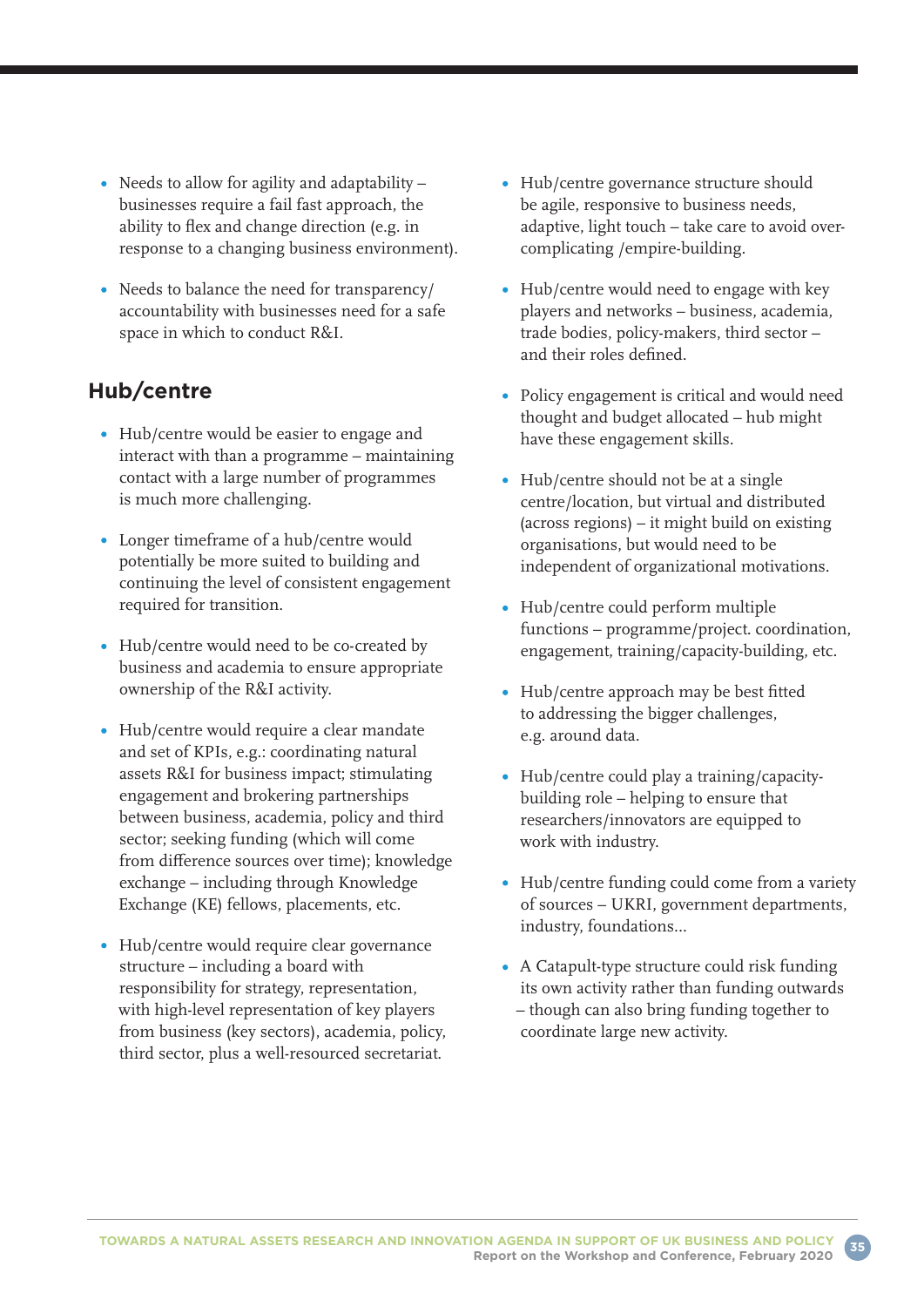- Needs to allow for agility and adaptability – businesses require a fail fast approach, the ability to flex and change direction (e.g. in response to a changing business environment).
- Needs to balance the need for transparency/accountability with businesses need for a safe space in which to conduct R&I.

## Hub/centre

- Hub/centre would be easier to engage and interact with than a programme – maintaining contact with a large number of programmes is much more challenging.
- Longer timeframe of a hub/centre would potentially be more suited to building and continuing the level of consistent engagement required for transition.
- Hub/centre would need to be co-created by business and academia to ensure appropriate ownership of the R&I activity.
- Hub/centre would require a clear mandate and set of KPIs, e.g.: coordinating natural assets R&I for business impact; stimulating engagement and brokering partnerships between business, academia, policy and third sector; seeking funding (which will come from difference sources over time); knowledge exchange – including through Knowledge Exchange (KE) fellows, placements, etc.
- Hub/centre would require clear governance structure – including a board with responsibility for strategy, representation, with high-level representation of key players from business (key sectors), academia, policy, third sector, plus a well-resourced secretariat.
- Hub/centre governance structure should be agile, responsive to business needs, adaptive, light touch – take care to avoid over-complicating /empire-building.
- Hub/centre would need to engage with key players and networks – business, academia, trade bodies, policy-makers, third sector – and their roles defined.
- Policy engagement is critical and would need thought and budget allocated – hub might have these engagement skills.
- Hub/centre should not be at a single centre/location, but virtual and distributed (across regions) – it might build on existing organisations, but would need to be independent of organizational motivations.
- Hub/centre could perform multiple functions – programme/project. coordination, engagement, training/capacity-building, etc.
- Hub/centre approach may be best fitted to addressing the bigger challenges, e.g. around data.
- Hub/centre could play a training/capacity-building role – helping to ensure that researchers/innovators are equipped to work with industry.
- Hub/centre funding could come from a variety of sources – UKRI, government departments, industry, foundations...
- A Catapult-type structure could risk funding its own activity rather than funding outwards – though can also bring funding together to coordinate large new activity.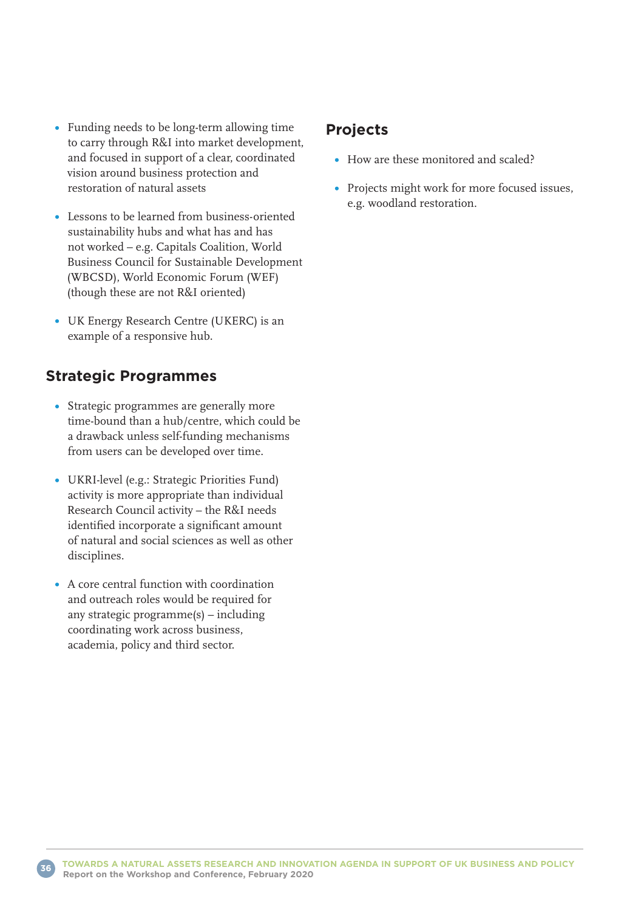- Funding needs to be long-term allowing time to carry through R&I into market development, and focused in support of a clear, coordinated vision around business protection and restoration of natural assets

- Lessons to be learned from business-oriented sustainability hubs and what has and has not worked – e.g. Capitals Coalition, World Business Council for Sustainable Development (WBCSD), World Economic Forum (WEF) (though these are not R&I oriented)

- UK Energy Research Centre (UKERC) is an example of a responsive hub.

## Strategic Programmes

- Strategic programmes are generally more time-bound than a hub/centre, which could be a drawback unless self-funding mechanisms from users can be developed over time.

- UKRI-level (e.g.: Strategic Priorities Fund) activity is more appropriate than individual Research Council activity – the R&I needs identified incorporate a significant amount of natural and social sciences as well as other disciplines.

- A core central function with coordination and outreach roles would be required for any strategic programme(s) – including coordinating work across business, academia, policy and third sector.

## Projects

- How are these monitored and scaled?

- Projects might work for more focused issues, e.g. woodland restoration.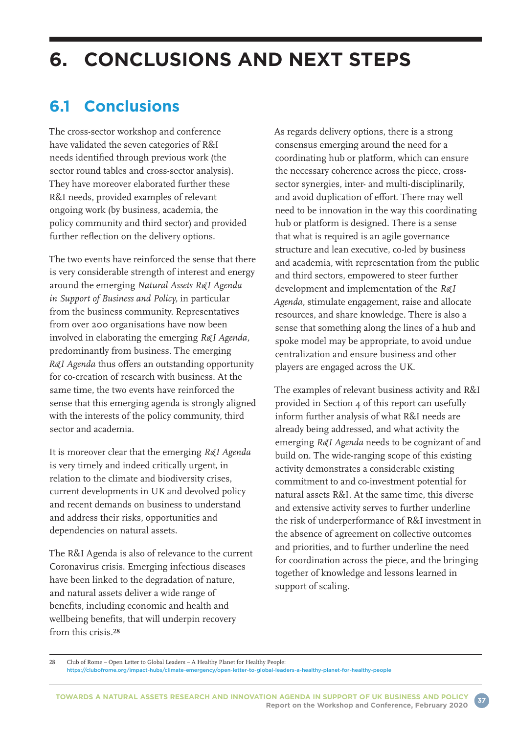# 6. CONCLUSIONS AND NEXT STEPS

## 6.1 Conclusions

The cross-sector workshop and conference have validated the seven categories of R&I needs identified through previous work (the sector round tables and cross-sector analysis). They have moreover elaborated further these R&I needs, provided examples of relevant ongoing work (by business, academia, the policy community and third sector) and provided further reflection on the delivery options.

The two events have reinforced the sense that there is very considerable strength of interest and energy around the emerging *Natural Assets R&I Agenda in Support of Business and Policy*, in particular from the business community. Representatives from over 200 organisations have now been involved in elaborating the emerging *R&I Agenda*, predominantly from business. The emerging *R&I Agenda* thus offers an outstanding opportunity for co-creation of research with business. At the same time, the two events have reinforced the sense that this emerging agenda is strongly aligned with the interests of the policy community, third sector and academia.

It is moreover clear that the emerging *R&I Agenda* is very timely and indeed critically urgent, in relation to the climate and biodiversity crises, current developments in UK and devolved policy and recent demands on business to understand and address their risks, opportunities and dependencies on natural assets.

The R&I Agenda is also of relevance to the current Coronavirus crisis. Emerging infectious diseases have been linked to the degradation of nature, and natural assets deliver a wide range of benefits, including economic and health and wellbeing benefits, that will underpin recovery from this crisis.[28]

As regards delivery options, there is a strong consensus emerging around the need for a coordinating hub or platform, which can ensure the necessary coherence across the piece, cross-sector synergies, inter- and multi-disciplinarily, and avoid duplication of effort. There may well need to be innovation in the way this coordinating hub or platform is designed. There is a sense that what is required is an agile governance structure and lean executive, co-led by business and academia, with representation from the public and third sectors, empowered to steer further development and implementation of the *R&I Agenda*, stimulate engagement, raise and allocate resources, and share knowledge. There is also a sense that something along the lines of a hub and spoke model may be appropriate, to avoid undue centralization and ensure business and other players are engaged across the UK.

The examples of relevant business activity and R&I provided in Section 4 of this report can usefully inform further analysis of what R&I needs are already being addressed, and what activity the emerging *R&I Agenda* needs to be cognizant of and build on. The wide-ranging scope of this existing activity demonstrates a considerable existing commitment to and co-investment potential for natural assets R&I. At the same time, this diverse and extensive activity serves to further underline the risk of underperformance of R&I investment in the absence of agreement on collective outcomes and priorities, and to further underline the need for coordination across the piece, and the bringing together of knowledge and lessons learned in support of scaling.

---

28 Club of Rome – Open Letter to Global Leaders – A Healthy Planet for Healthy People: https://clubofrome.org/impact-hubs/climate-emergency/open-letter-to-global-leaders-a-healthy-planet-for-healthy-people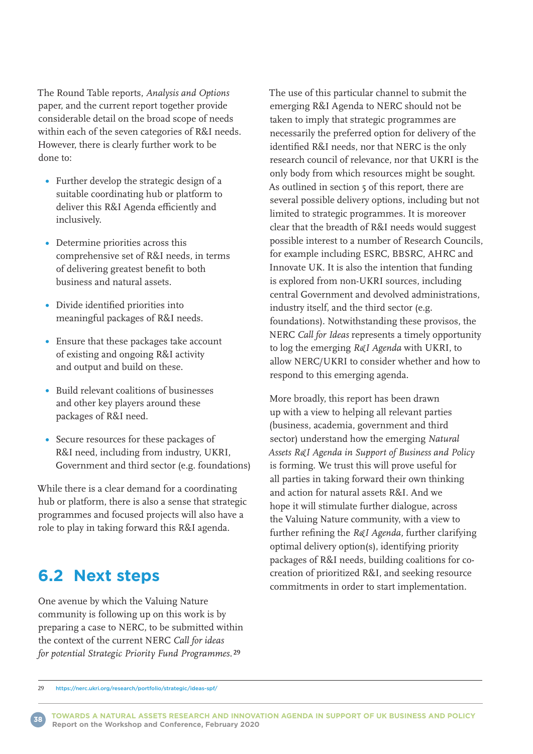The Round Table reports, *Analysis and Options* paper, and the current report together provide considerable detail on the broad scope of needs within each of the seven categories of R&I needs. However, there is clearly further work to be done to:

- Further develop the strategic design of a suitable coordinating hub or platform to deliver this R&I Agenda efficiently and inclusively.
- Determine priorities across this comprehensive set of R&I needs, in terms of delivering greatest benefit to both business and natural assets.
- Divide identified priorities into meaningful packages of R&I needs.
- Ensure that these packages take account of existing and ongoing R&I activity and output and build on these.
- Build relevant coalitions of businesses and other key players around these packages of R&I need.
- Secure resources for these packages of R&I need, including from industry, UKRI, Government and third sector (e.g. foundations)

While there is a clear demand for a coordinating hub or platform, there is also a sense that strategic programmes and focused projects will also have a role to play in taking forward this R&I agenda.

## 6.2 Next steps

One avenue by which the Valuing Nature community is following up on this work is by preparing a case to NERC, to be submitted within the context of the current NERC *Call for ideas for potential Strategic Priority Fund Programmes.*[29]

The use of this particular channel to submit the emerging R&I Agenda to NERC should not be taken to imply that strategic programmes are necessarily the preferred option for delivery of the identified R&I needs, nor that NERC is the only research council of relevance, nor that UKRI is the only body from which resources might be sought. As outlined in section 5 of this report, there are several possible delivery options, including but not limited to strategic programmes. It is moreover clear that the breadth of R&I needs would suggest possible interest to a number of Research Councils, for example including ESRC, BBSRC, AHRC and Innovate UK. It is also the intention that funding is explored from non-UKRI sources, including central Government and devolved administrations, industry itself, and the third sector (e.g. foundations). Notwithstanding these provisos, the NERC *Call for Ideas* represents a timely opportunity to log the emerging *R&I Agenda* with UKRI, to allow NERC/UKRI to consider whether and how to respond to this emerging agenda.

More broadly, this report has been drawn up with a view to helping all relevant parties (business, academia, government and third sector) understand how the emerging *Natural Assets R&I Agenda in Support of Business and Policy* is forming. We trust this will prove useful for all parties in taking forward their own thinking and action for natural assets R&I. And we hope it will stimulate further dialogue, across the Valuing Nature community, with a view to further refining the *R&I Agenda*, further clarifying optimal delivery option(s), identifying priority packages of R&I needs, building coalitions for co-creation of prioritized R&I, and seeking resource commitments in order to start implementation.

[29] https://nerc.ukri.org/research/portfolio/strategic/ideas-spf/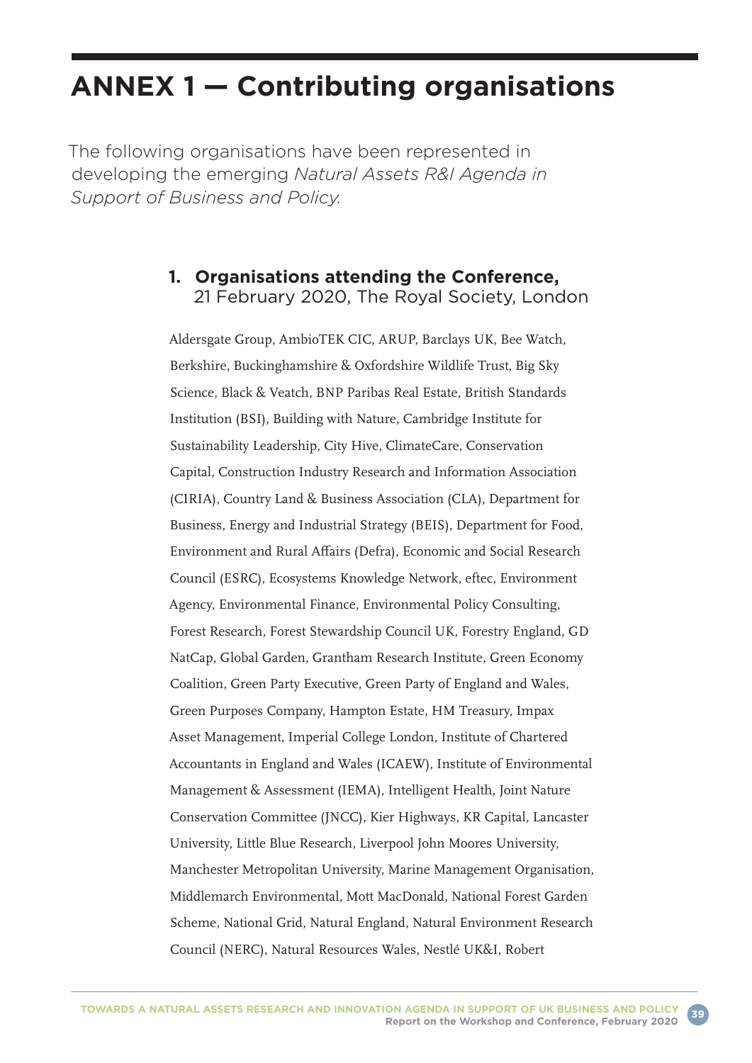# ANNEX 1 — Contributing organisations

The following organisations have been represented in developing the emerging *Natural Assets R&I Agenda in Support of Business and Policy.*

1. **Organisations attending the Conference,** 21 February 2020, The Royal Society, London

Aldersgate Group, AmbioTEK CIC, ARUP, Barclays UK, Bee Watch, Berkshire, Buckinghamshire & Oxfordshire Wildlife Trust, Big Sky Science, Black & Veatch, BNP Paribas Real Estate, British Standards Institution (BSI), Building with Nature, Cambridge Institute for Sustainability Leadership, City Hive, ClimateCare, Conservation Capital, Construction Industry Research and Information Association (CIRIA), Country Land & Business Association (CLA), Department for Business, Energy and Industrial Strategy (BEIS), Department for Food, Environment and Rural Affairs (Defra), Economic and Social Research Council (ESRC), Ecosystems Knowledge Network, eftec, Environment Agency, Environmental Finance, Environmental Policy Consulting, Forest Research, Forest Stewardship Council UK, Forestry England, GD NatCap, Global Garden, Grantham Research Institute, Green Economy Coalition, Green Party Executive, Green Party of England and Wales, Green Purposes Company, Hampton Estate, HM Treasury, Impax Asset Management, Imperial College London, Institute of Chartered Accountants in England and Wales (ICAEW), Institute of Environmental Management & Assessment (IEMA), Intelligent Health, Joint Nature Conservation Committee (JNCC), Kier Highways, KR Capital, Lancaster University, Little Blue Research, Liverpool John Moores University, Manchester Metropolitan University, Marine Management Organisation, Middlemarch Environmental, Mott MacDonald, National Forest Garden Scheme, National Grid, Natural England, Natural Environment Research Council (NERC), Natural Resources Wales, Nestlé UK&I, Robert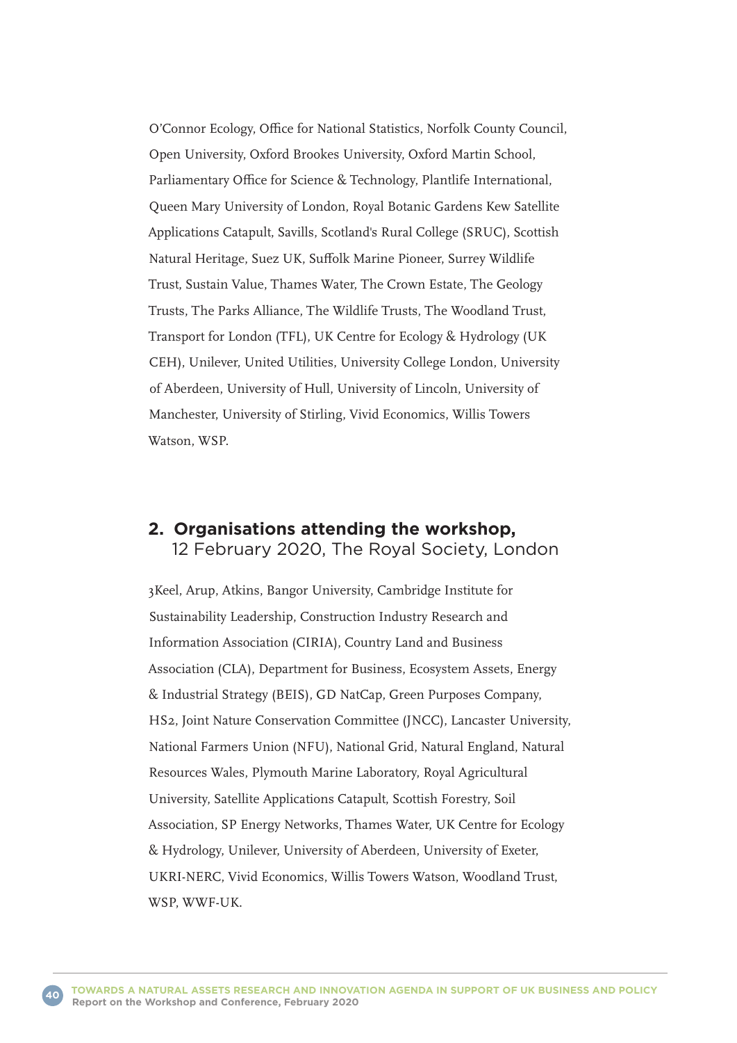O'Connor Ecology, Office for National Statistics, Norfolk County Council, Open University, Oxford Brookes University, Oxford Martin School, Parliamentary Office for Science & Technology, Plantlife International, Queen Mary University of London, Royal Botanic Gardens Kew Satellite Applications Catapult, Savills, Scotland's Rural College (SRUC), Scottish Natural Heritage, Suez UK, Suffolk Marine Pioneer, Surrey Wildlife Trust, Sustain Value, Thames Water, The Crown Estate, The Geology Trusts, The Parks Alliance, The Wildlife Trusts, The Woodland Trust, Transport for London (TFL), UK Centre for Ecology & Hydrology (UK CEH), Unilever, United Utilities, University College London, University of Aberdeen, University of Hull, University of Lincoln, University of Manchester, University of Stirling, Vivid Economics, Willis Towers Watson, WSP.

## 2. Organisations attending the workshop, 12 February 2020, The Royal Society, London

3Keel, Arup, Atkins, Bangor University, Cambridge Institute for Sustainability Leadership, Construction Industry Research and Information Association (CIRIA), Country Land and Business Association (CLA), Department for Business, Ecosystem Assets, Energy & Industrial Strategy (BEIS), GD NatCap, Green Purposes Company, HS2, Joint Nature Conservation Committee (JNCC), Lancaster University, National Farmers Union (NFU), National Grid, Natural England, Natural Resources Wales, Plymouth Marine Laboratory, Royal Agricultural University, Satellite Applications Catapult, Scottish Forestry, Soil Association, SP Energy Networks, Thames Water, UK Centre for Ecology & Hydrology, Unilever, University of Aberdeen, University of Exeter, UKRI-NERC, Vivid Economics, Willis Towers Watson, Woodland Trust, WSP, WWF-UK.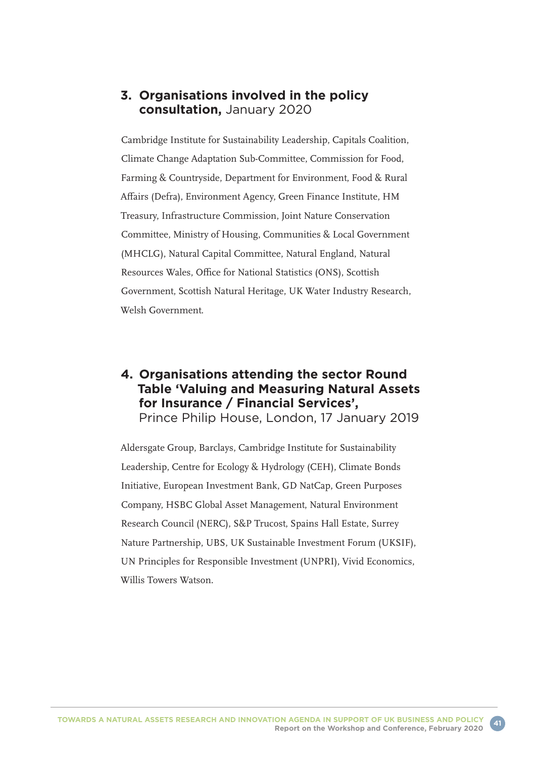## 3. Organisations involved in the policy consultation, January 2020

Cambridge Institute for Sustainability Leadership, Capitals Coalition, Climate Change Adaptation Sub-Committee, Commission for Food, Farming & Countryside, Department for Environment, Food & Rural Affairs (Defra), Environment Agency, Green Finance Institute, HM Treasury, Infrastructure Commission, Joint Nature Conservation Committee, Ministry of Housing, Communities & Local Government (MHCLG), Natural Capital Committee, Natural England, Natural Resources Wales, Office for National Statistics (ONS), Scottish Government, Scottish Natural Heritage, UK Water Industry Research, Welsh Government.

## 4. Organisations attending the sector Round Table 'Valuing and Measuring Natural Assets for Insurance / Financial Services', Prince Philip House, London, 17 January 2019

Aldersgate Group, Barclays, Cambridge Institute for Sustainability Leadership, Centre for Ecology & Hydrology (CEH), Climate Bonds Initiative, European Investment Bank, GD NatCap, Green Purposes Company, HSBC Global Asset Management, Natural Environment Research Council (NERC), S&P Trucost, Spains Hall Estate, Surrey Nature Partnership, UBS, UK Sustainable Investment Forum (UKSIF), UN Principles for Responsible Investment (UNPRI), Vivid Economics, Willis Towers Watson.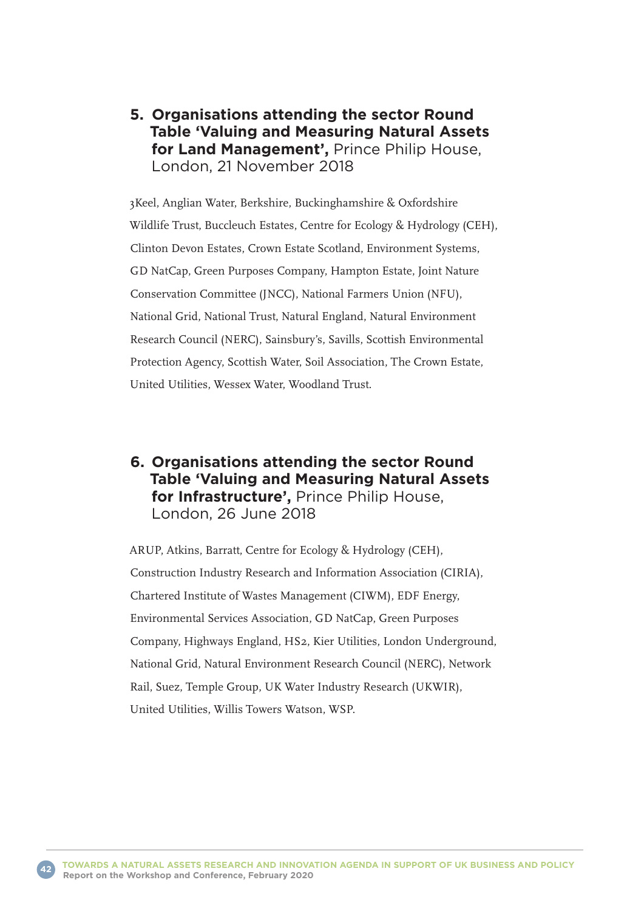## 5. Organisations attending the sector Round Table 'Valuing and Measuring Natural Assets for Land Management', Prince Philip House, London, 21 November 2018

3Keel, Anglian Water, Berkshire, Buckinghamshire & Oxfordshire Wildlife Trust, Buccleuch Estates, Centre for Ecology & Hydrology (CEH), Clinton Devon Estates, Crown Estate Scotland, Environment Systems, GD NatCap, Green Purposes Company, Hampton Estate, Joint Nature Conservation Committee (JNCC), National Farmers Union (NFU), National Grid, National Trust, Natural England, Natural Environment Research Council (NERC), Sainsbury's, Savills, Scottish Environmental Protection Agency, Scottish Water, Soil Association, The Crown Estate, United Utilities, Wessex Water, Woodland Trust.

## 6. Organisations attending the sector Round Table 'Valuing and Measuring Natural Assets for Infrastructure', Prince Philip House, London, 26 June 2018

ARUP, Atkins, Barratt, Centre for Ecology & Hydrology (CEH), Construction Industry Research and Information Association (CIRIA), Chartered Institute of Wastes Management (CIWM), EDF Energy, Environmental Services Association, GD NatCap, Green Purposes Company, Highways England, HS2, Kier Utilities, London Underground, National Grid, Natural Environment Research Council (NERC), Network Rail, Suez, Temple Group, UK Water Industry Research (UKWIR), United Utilities, Willis Towers Watson, WSP.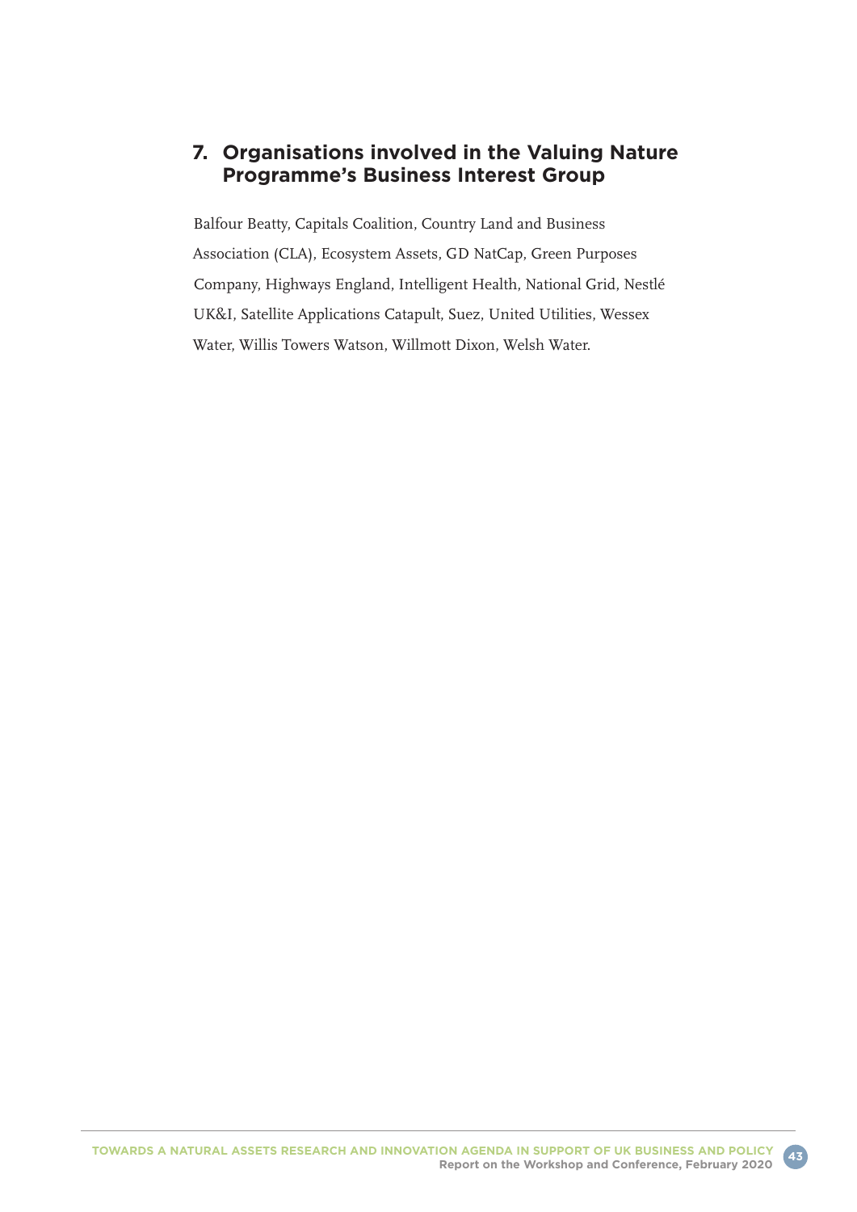## 7. Organisations involved in the Valuing Nature Programme's Business Interest Group

Balfour Beatty, Capitals Coalition, Country Land and Business Association (CLA), Ecosystem Assets, GD NatCap, Green Purposes Company, Highways England, Intelligent Health, National Grid, Nestlé UK&I, Satellite Applications Catapult, Suez, United Utilities, Wessex Water, Willis Towers Watson, Willmott Dixon, Welsh Water.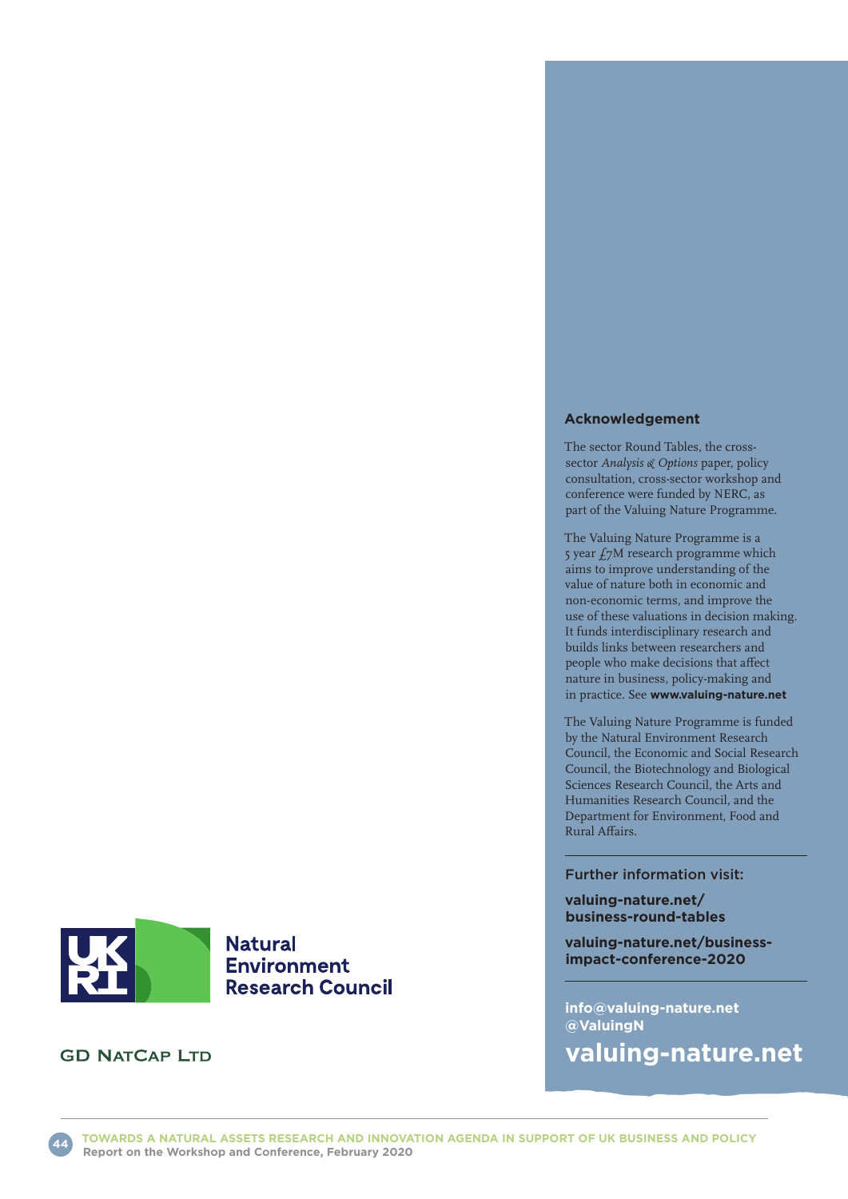## Acknowledgement

The sector Round Tables, the cross-sector *Analysis & Options* paper, policy consultation, cross-sector workshop and conference were funded by NERC, as part of the Valuing Nature Programme.

The Valuing Nature Programme is a 5 year £7M research programme which aims to improve understanding of the value of nature both in economic and non-economic terms, and improve the use of these valuations in decision making. It funds interdisciplinary research and builds links between researchers and people who make decisions that affect nature in business, policy-making and in practice. See **www.valuing-nature.net**

The Valuing Nature Programme is funded by the Natural Environment Research Council, the Economic and Social Research Council, the Biotechnology and Biological Sciences Research Council, the Arts and Humanities Research Council, and the Department for Environment, Food and Rural Affairs.

**Further information visit:**

**valuing-nature.net/business-round-tables**

**valuing-nature.net/business-impact-conference-2020**

**info@valuing-nature.net**
**@ValuingN**

**valuing-nature.net**

UKRI Natural Environment Research Council

GD NatCap Ltd